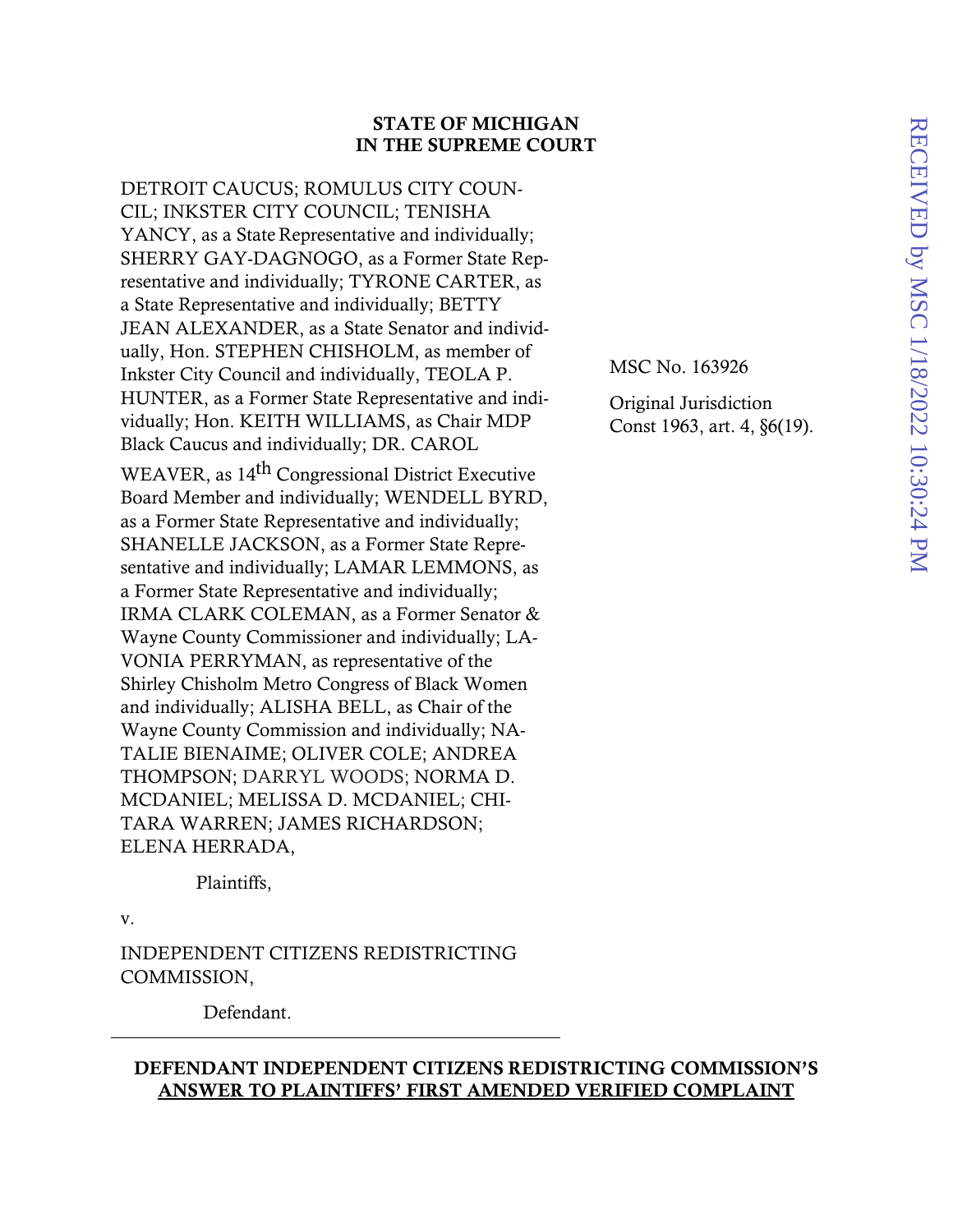**STATE OF MICHIGAN**
**IN THE SUPREME COURT**

RECEIVED by MSC 1/18/2022 10:30:24 PM

DETROIT CAUCUS; ROMULUS CITY COUNCIL; INKSTER CITY COUNCIL; TENISHA YANCY, as a State Representative and individually; SHERRY GAY-DAGNOGO, as a Former State Representative and individually; TYRONE CARTER, as a State Representative and individually; BETTY JEAN ALEXANDER, as a State Senator and individually, Hon. STEPHEN CHISHOLM, as member of Inkster City Council and individually, TEOLA P. HUNTER, as a Former State Representative and individually; Hon. KEITH WILLIAMS, as Chair MDP Black Caucus and individually; DR. CAROL WEAVER, as 14th Congressional District Executive Board Member and individually; WENDELL BYRD, as a Former State Representative and individually; SHANELLE JACKSON, as a Former State Representative and individually; LAMAR LEMMONS, as a Former State Representative and individually; IRMA CLARK COLEMAN, as a Former Senator & Wayne County Commissioner and individually; LAVONIA PERRYMAN, as representative of the Shirley Chisholm Metro Congress of Black Women and individually; ALISHA BELL, as Chair of the Wayne County Commission and individually; NATALIE BIENAIME; OLIVER COLE; ANDREA THOMPSON; DARRYL WOODS; NORMA D. MCDANIEL; MELISSA D. MCDANIEL; CHITARA WARREN; JAMES RICHARDSON; ELENA HERRADA,

Plaintiffs,

v.

INDEPENDENT CITIZENS REDISTRICTING COMMISSION,

Defendant.

MSC No. 163926

Original Jurisdiction
Const 1963, art. 4, §6(19).

---

**DEFENDANT INDEPENDENT CITIZENS REDISTRICTING COMMISSION'S**
**<u>ANSWER TO PLAINTIFFS' FIRST AMENDED VERIFIED COMPLAINT</u>**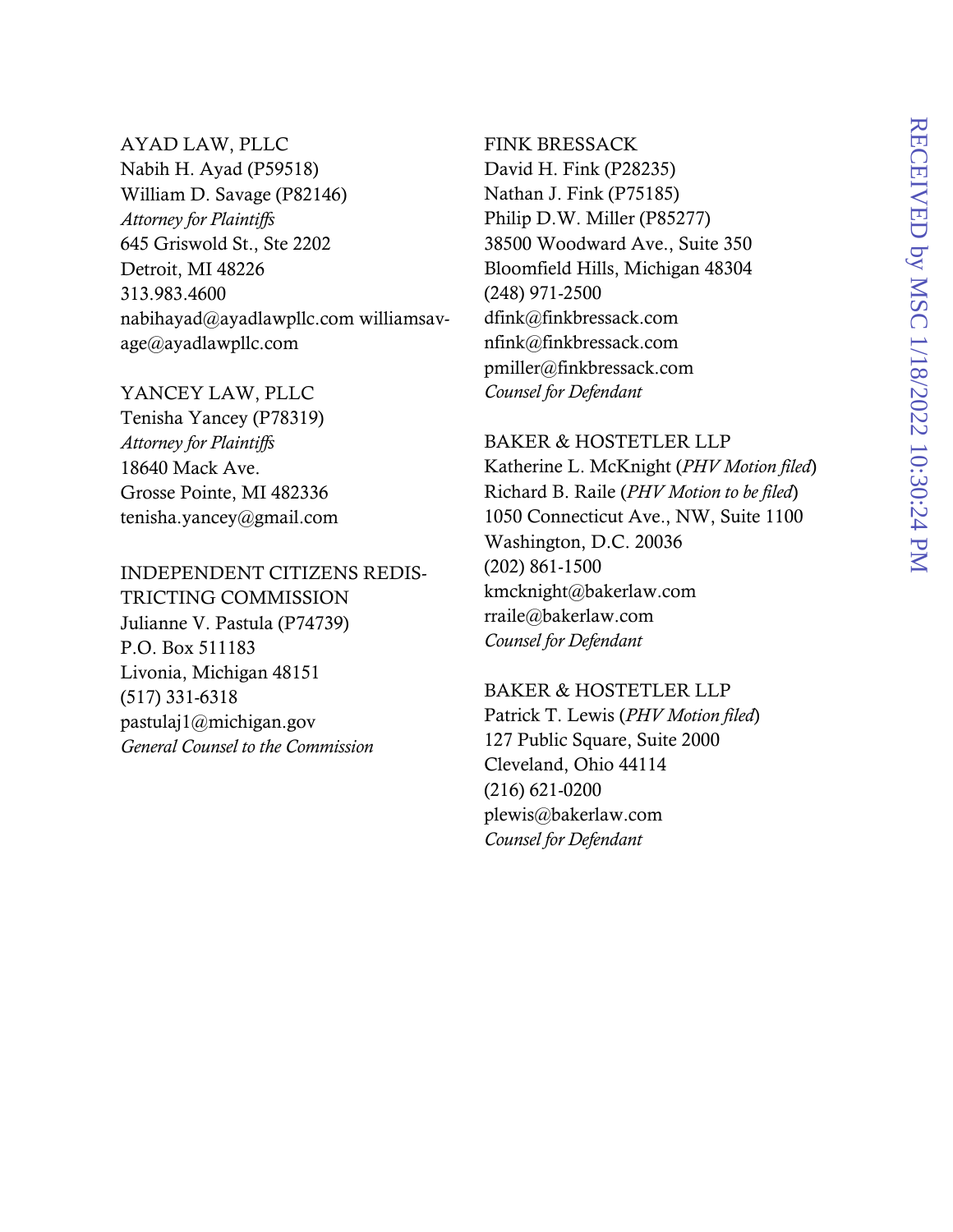AYAD LAW, PLLC
Nabih H. Ayad (P59518)
William D. Savage (P82146)
*Attorney for Plaintiffs*
645 Griswold St., Ste 2202
Detroit, MI 48226
313.983.4600
nabihayad@ayadlawpllc.com williamsavage@ayadlawpllc.com

YANCEY LAW, PLLC
Tenisha Yancey (P78319)
*Attorney for Plaintiffs*
18640 Mack Ave.
Grosse Pointe, MI 482336
tenisha.yancey@gmail.com

INDEPENDENT CITIZENS REDISTRICTING COMMISSION
Julianne V. Pastula (P74739)
P.O. Box 511183
Livonia, Michigan 48151
(517) 331-6318
pastulaj1@michigan.gov
*General Counsel to the Commission*

FINK BRESSACK
David H. Fink (P28235)
Nathan J. Fink (P75185)
Philip D.W. Miller (P85277)
38500 Woodward Ave., Suite 350
Bloomfield Hills, Michigan 48304
(248) 971-2500
dfink@finkbressack.com
nfink@finkbressack.com
pmiller@finkbressack.com
*Counsel for Defendant*

BAKER & HOSTETLER LLP
Katherine L. McKnight (*PHV Motion filed*)
Richard B. Raile (*PHV Motion to be filed*)
1050 Connecticut Ave., NW, Suite 1100
Washington, D.C. 20036
(202) 861-1500
kmcknight@bakerlaw.com
rraile@bakerlaw.com
*Counsel for Defendant*

BAKER & HOSTETLER LLP
Patrick T. Lewis (*PHV Motion filed*)
127 Public Square, Suite 2000
Cleveland, Ohio 44114
(216) 621-0200
plewis@bakerlaw.com
*Counsel for Defendant*

RECEIVED by MSC 1/18/2022 10:30:24 PM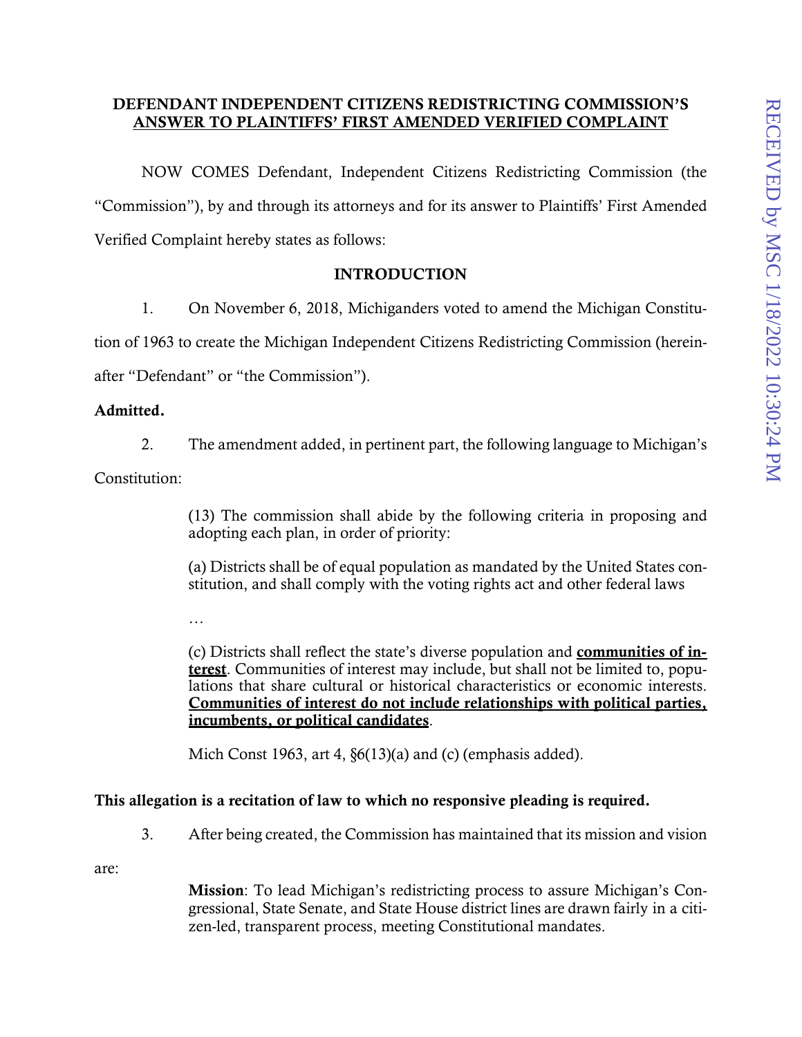**DEFENDANT INDEPENDENT CITIZENS REDISTRICTING COMMISSION'S**
**ANSWER TO PLAINTIFFS' FIRST AMENDED VERIFIED COMPLAINT**

NOW COMES Defendant, Independent Citizens Redistricting Commission (the "Commission"), by and through its attorneys and for its answer to Plaintiffs' First Amended Verified Complaint hereby states as follows:

**INTRODUCTION**

1. On November 6, 2018, Michiganders voted to amend the Michigan Constitution of 1963 to create the Michigan Independent Citizens Redistricting Commission (hereinafter "Defendant" or "the Commission").

**Admitted.**

2. The amendment added, in pertinent part, the following language to Michigan's Constitution:

> (13) The commission shall abide by the following criteria in proposing and adopting each plan, in order of priority:
>
> (a) Districts shall be of equal population as mandated by the United States constitution, and shall comply with the voting rights act and other federal laws
>
> …
>
> (c) Districts shall reflect the state's diverse population and <u>**communities of interest**</u>. Communities of interest may include, but shall not be limited to, populations that share cultural or historical characteristics or economic interests. <u>**Communities of interest do not include relationships with political parties, incumbents, or political candidates**</u>.
>
> Mich Const 1963, art 4, §6(13)(a) and (c) (emphasis added).

**This allegation is a recitation of law to which no responsive pleading is required.**

3. After being created, the Commission has maintained that its mission and vision are:

> **Mission**: To lead Michigan's redistricting process to assure Michigan's Congressional, State Senate, and State House district lines are drawn fairly in a citizen-led, transparent process, meeting Constitutional mandates.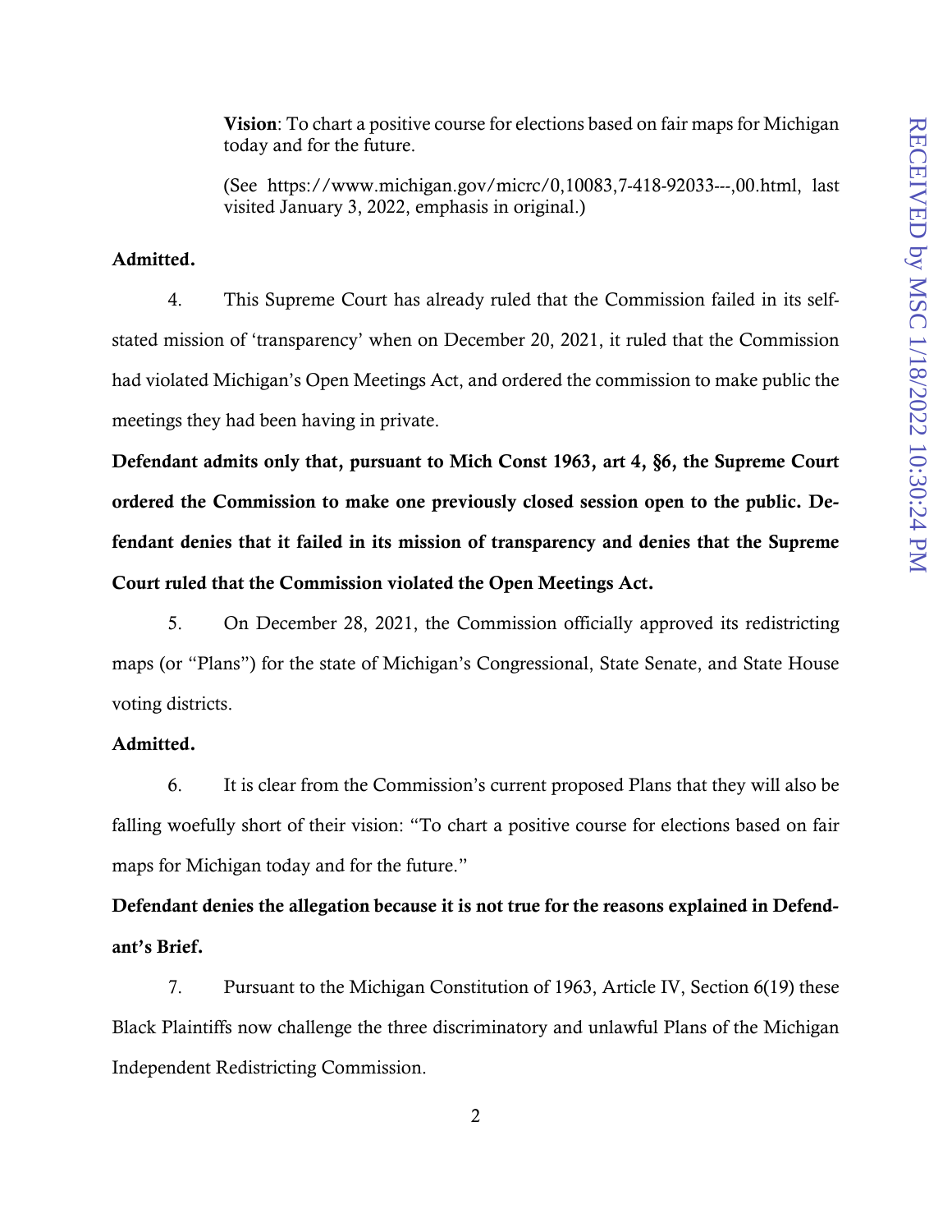> **Vision**: To chart a positive course for elections based on fair maps for Michigan today and for the future.
>
> (See https://www.michigan.gov/micrc/0,10083,7-418-92033---,00.html, last visited January 3, 2022, emphasis in original.)

**Admitted.**

4. This Supreme Court has already ruled that the Commission failed in its self-stated mission of 'transparency' when on December 20, 2021, it ruled that the Commission had violated Michigan's Open Meetings Act, and ordered the commission to make public the meetings they had been having in private.

**Defendant admits only that, pursuant to Mich Const 1963, art 4, §6, the Supreme Court ordered the Commission to make one previously closed session open to the public. Defendant denies that it failed in its mission of transparency and denies that the Supreme Court ruled that the Commission violated the Open Meetings Act.**

5. On December 28, 2021, the Commission officially approved its redistricting maps (or "Plans") for the state of Michigan's Congressional, State Senate, and State House voting districts.

**Admitted.**

6. It is clear from the Commission's current proposed Plans that they will also be falling woefully short of their vision: "To chart a positive course for elections based on fair maps for Michigan today and for the future."

**Defendant denies the allegation because it is not true for the reasons explained in Defendant's Brief.**

7. Pursuant to the Michigan Constitution of 1963, Article IV, Section 6(19) these Black Plaintiffs now challenge the three discriminatory and unlawful Plans of the Michigan Independent Redistricting Commission.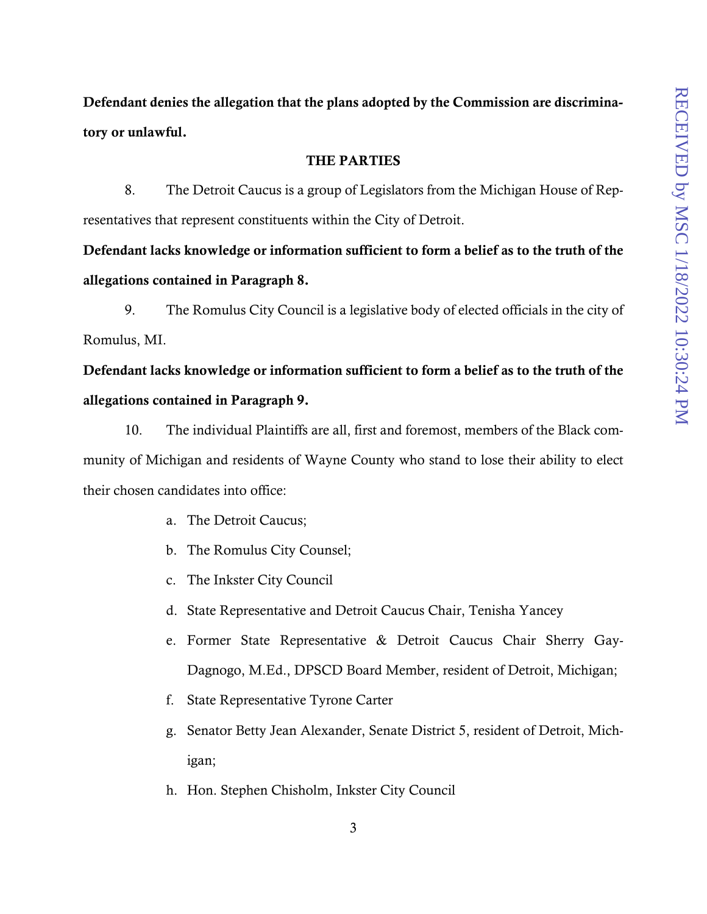**Defendant denies the allegation that the plans adopted by the Commission are discriminatory or unlawful.**

**THE PARTIES**

8. The Detroit Caucus is a group of Legislators from the Michigan House of Representatives that represent constituents within the City of Detroit.

**Defendant lacks knowledge or information sufficient to form a belief as to the truth of the allegations contained in Paragraph 8.**

9. The Romulus City Council is a legislative body of elected officials in the city of Romulus, MI.

**Defendant lacks knowledge or information sufficient to form a belief as to the truth of the allegations contained in Paragraph 9.**

10. The individual Plaintiffs are all, first and foremost, members of the Black community of Michigan and residents of Wayne County who stand to lose their ability to elect their chosen candidates into office:

a. The Detroit Caucus;

b. The Romulus City Counsel;

c. The Inkster City Council

d. State Representative and Detroit Caucus Chair, Tenisha Yancey

e. Former State Representative & Detroit Caucus Chair Sherry Gay-Dagnogo, M.Ed., DPSCD Board Member, resident of Detroit, Michigan;

f. State Representative Tyrone Carter

g. Senator Betty Jean Alexander, Senate District 5, resident of Detroit, Michigan;

h. Hon. Stephen Chisholm, Inkster City Council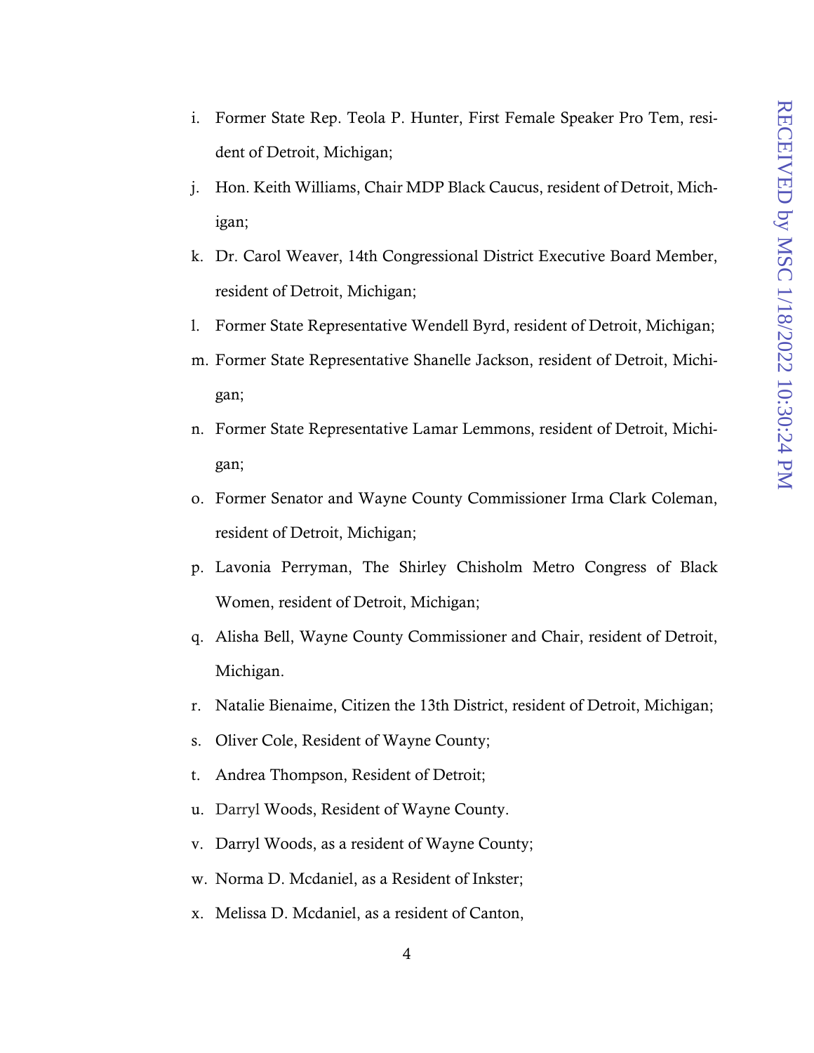i. Former State Rep. Teola P. Hunter, First Female Speaker Pro Tem, resident of Detroit, Michigan;

j. Hon. Keith Williams, Chair MDP Black Caucus, resident of Detroit, Michigan;

k. Dr. Carol Weaver, 14th Congressional District Executive Board Member, resident of Detroit, Michigan;

l. Former State Representative Wendell Byrd, resident of Detroit, Michigan;

m. Former State Representative Shanelle Jackson, resident of Detroit, Michigan;

n. Former State Representative Lamar Lemmons, resident of Detroit, Michigan;

o. Former Senator and Wayne County Commissioner Irma Clark Coleman, resident of Detroit, Michigan;

p. Lavonia Perryman, The Shirley Chisholm Metro Congress of Black Women, resident of Detroit, Michigan;

q. Alisha Bell, Wayne County Commissioner and Chair, resident of Detroit, Michigan.

r. Natalie Bienaime, Citizen the 13th District, resident of Detroit, Michigan;

s. Oliver Cole, Resident of Wayne County;

t. Andrea Thompson, Resident of Detroit;

u. Darryl Woods, Resident of Wayne County.

v. Darryl Woods, as a resident of Wayne County;

w. Norma D. Mcdaniel, as a Resident of Inkster;

x. Melissa D. Mcdaniel, as a resident of Canton,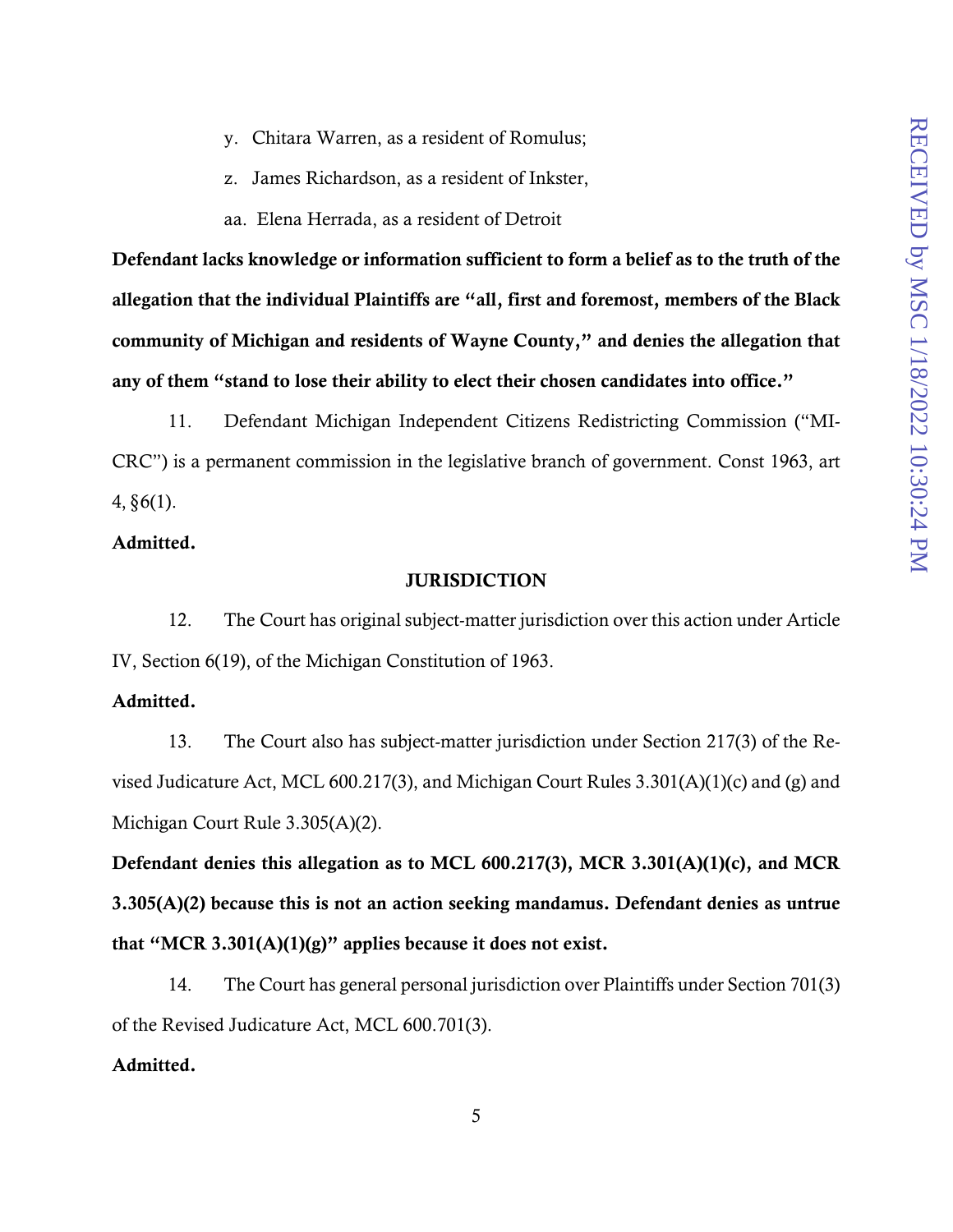y. Chitara Warren, as a resident of Romulus;

z. James Richardson, as a resident of Inkster,

aa. Elena Herrada, as a resident of Detroit

**Defendant lacks knowledge or information sufficient to form a belief as to the truth of the allegation that the individual Plaintiffs are "all, first and foremost, members of the Black community of Michigan and residents of Wayne County," and denies the allegation that any of them "stand to lose their ability to elect their chosen candidates into office."**

11. Defendant Michigan Independent Citizens Redistricting Commission ("MI-CRC") is a permanent commission in the legislative branch of government. Const 1963, art 4, §6(1).

**Admitted.**

**JURISDICTION**

12. The Court has original subject-matter jurisdiction over this action under Article IV, Section 6(19), of the Michigan Constitution of 1963.

**Admitted.**

13. The Court also has subject-matter jurisdiction under Section 217(3) of the Revised Judicature Act, MCL 600.217(3), and Michigan Court Rules 3.301(A)(1)(c) and (g) and Michigan Court Rule 3.305(A)(2).

**Defendant denies this allegation as to MCL 600.217(3), MCR 3.301(A)(1)(c), and MCR 3.305(A)(2) because this is not an action seeking mandamus. Defendant denies as untrue that "MCR 3.301(A)(1)(g)" applies because it does not exist.**

14. The Court has general personal jurisdiction over Plaintiffs under Section 701(3) of the Revised Judicature Act, MCL 600.701(3).

**Admitted.**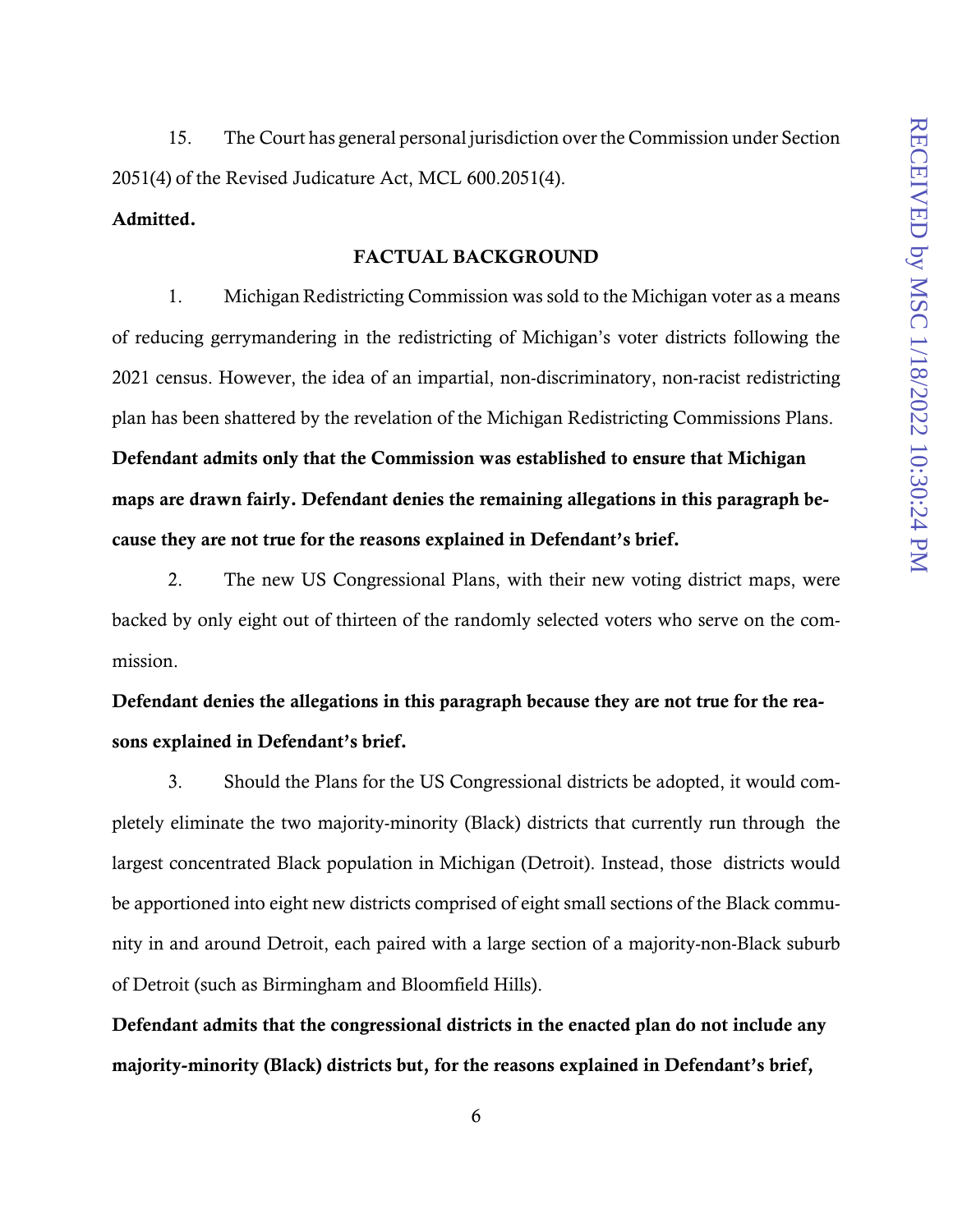15. The Court has general personal jurisdiction over the Commission under Section 2051(4) of the Revised Judicature Act, MCL 600.2051(4).

**Admitted.**

## FACTUAL BACKGROUND

1. Michigan Redistricting Commission was sold to the Michigan voter as a means of reducing gerrymandering in the redistricting of Michigan's voter districts following the 2021 census. However, the idea of an impartial, non-discriminatory, non-racist redistricting plan has been shattered by the revelation of the Michigan Redistricting Commissions Plans.

**Defendant admits only that the Commission was established to ensure that Michigan maps are drawn fairly. Defendant denies the remaining allegations in this paragraph because they are not true for the reasons explained in Defendant's brief.**

2. The new US Congressional Plans, with their new voting district maps, were backed by only eight out of thirteen of the randomly selected voters who serve on the commission.

**Defendant denies the allegations in this paragraph because they are not true for the reasons explained in Defendant's brief.**

3. Should the Plans for the US Congressional districts be adopted, it would completely eliminate the two majority-minority (Black) districts that currently run through the largest concentrated Black population in Michigan (Detroit). Instead, those districts would be apportioned into eight new districts comprised of eight small sections of the Black community in and around Detroit, each paired with a large section of a majority-non-Black suburb of Detroit (such as Birmingham and Bloomfield Hills).

**Defendant admits that the congressional districts in the enacted plan do not include any majority-minority (Black) districts but, for the reasons explained in Defendant's brief,**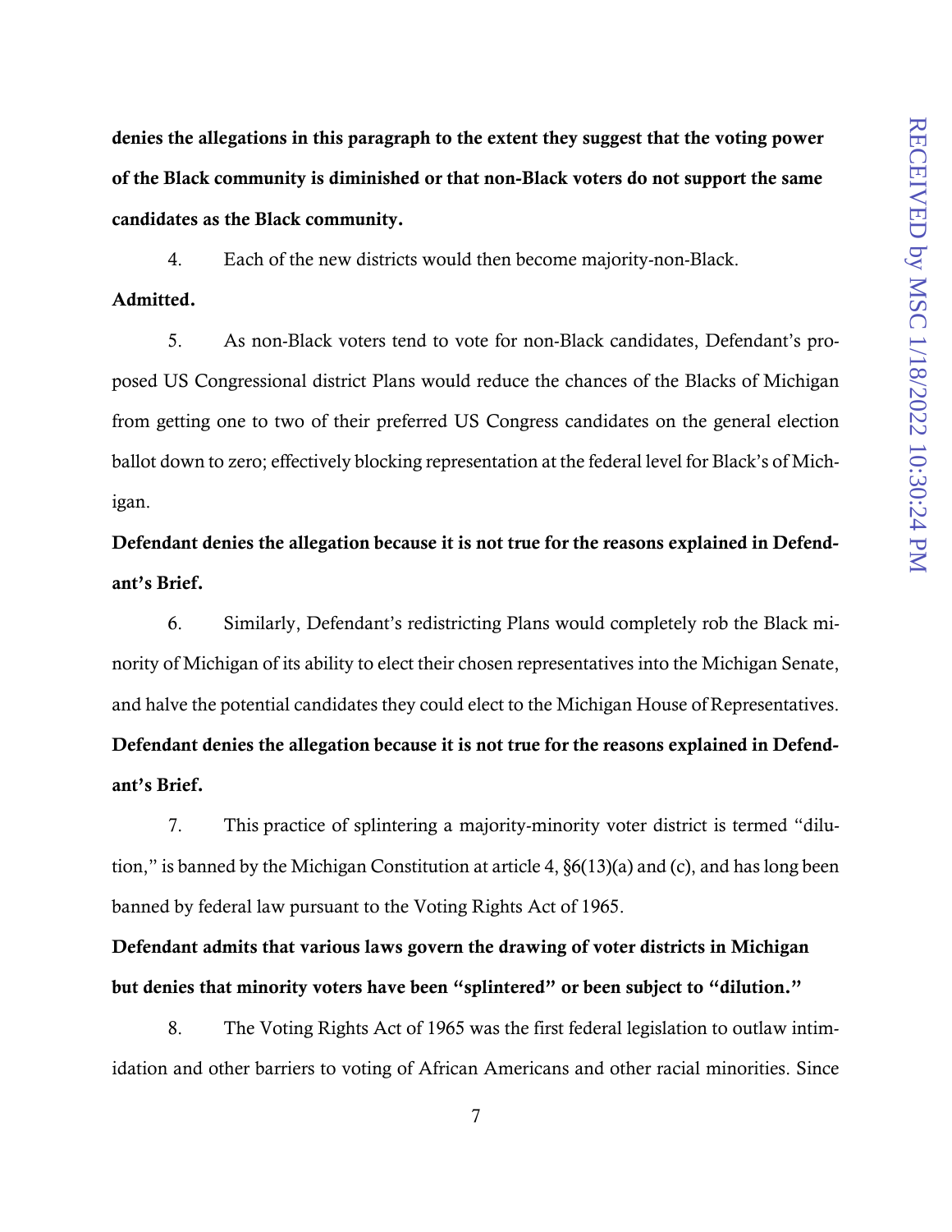**denies the allegations in this paragraph to the extent they suggest that the voting power of the Black community is diminished or that non-Black voters do not support the same candidates as the Black community.**

4. Each of the new districts would then become majority-non-Black.

**Admitted.**

5. As non-Black voters tend to vote for non-Black candidates, Defendant's proposed US Congressional district Plans would reduce the chances of the Blacks of Michigan from getting one to two of their preferred US Congress candidates on the general election ballot down to zero; effectively blocking representation at the federal level for Black's of Michigan.

**Defendant denies the allegation because it is not true for the reasons explained in Defendant's Brief.**

6. Similarly, Defendant's redistricting Plans would completely rob the Black minority of Michigan of its ability to elect their chosen representatives into the Michigan Senate, and halve the potential candidates they could elect to the Michigan House of Representatives.

**Defendant denies the allegation because it is not true for the reasons explained in Defendant's Brief.**

7. This practice of splintering a majority-minority voter district is termed "dilution," is banned by the Michigan Constitution at article 4, §6(13)(a) and (c), and has long been banned by federal law pursuant to the Voting Rights Act of 1965.

**Defendant admits that various laws govern the drawing of voter districts in Michigan but denies that minority voters have been "splintered" or been subject to "dilution."**

8. The Voting Rights Act of 1965 was the first federal legislation to outlaw intimidation and other barriers to voting of African Americans and other racial minorities. Since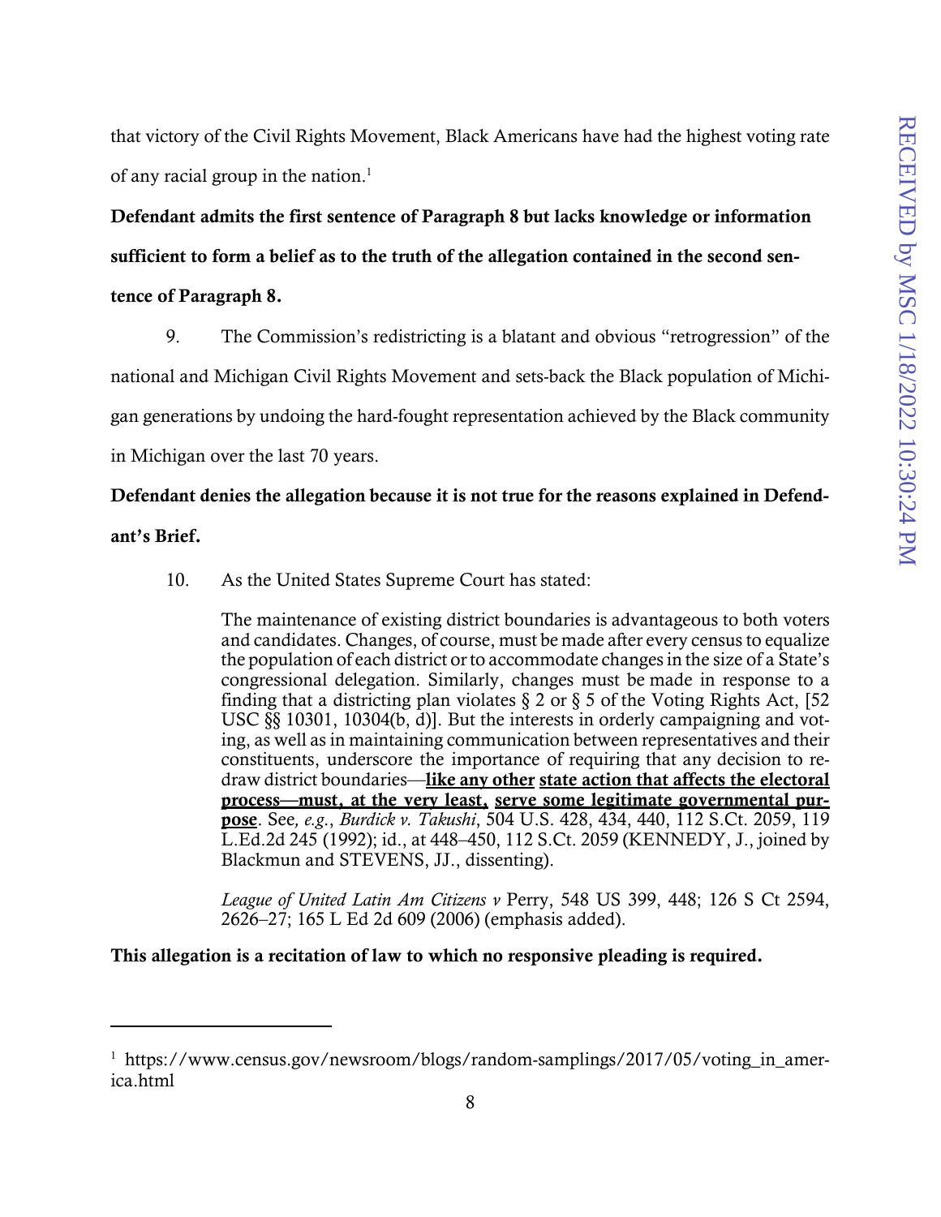that victory of the Civil Rights Movement, Black Americans have had the highest voting rate of any racial group in the nation.[1]

**Defendant admits the first sentence of Paragraph 8 but lacks knowledge or information sufficient to form a belief as to the truth of the allegation contained in the second sentence of Paragraph 8.**

9. The Commission's redistricting is a blatant and obvious "retrogression" of the national and Michigan Civil Rights Movement and sets-back the Black population of Michigan generations by undoing the hard-fought representation achieved by the Black community in Michigan over the last 70 years.

**Defendant denies the allegation because it is not true for the reasons explained in Defendant's Brief.**

10. As the United States Supreme Court has stated:

> The maintenance of existing district boundaries is advantageous to both voters and candidates. Changes, of course, must be made after every census to equalize the population of each district or to accommodate changes in the size of a State's congressional delegation. Similarly, changes must be made in response to a finding that a districting plan violates § 2 or § 5 of the Voting Rights Act, [52 USC §§ 10301, 10304(b, d)]. But the interests in orderly campaigning and voting, as well as in maintaining communication between representatives and their constituents, underscore the importance of requiring that any decision to redraw district boundaries—**<u>like any other</u>** <u>**state action that affects the electoral process—must, at the very least,**</u> <u>**serve some legitimate governmental purpose**</u>. See, *e.g.*, *Burdick v. Takushi*, 504 U.S. 428, 434, 440, 112 S.Ct. 2059, 119 L.Ed.2d 245 (1992); id., at 448–450, 112 S.Ct. 2059 (KENNEDY, J., joined by Blackmun and STEVENS, JJ., dissenting).
>
> *League of United Latin Am Citizens v* Perry, 548 US 399, 448; 126 S Ct 2594, 2626–27; 165 L Ed 2d 609 (2006) (emphasis added).

**This allegation is a recitation of law to which no responsive pleading is required.**

---

[1] https://www.census.gov/newsroom/blogs/random-samplings/2017/05/voting_in_america.html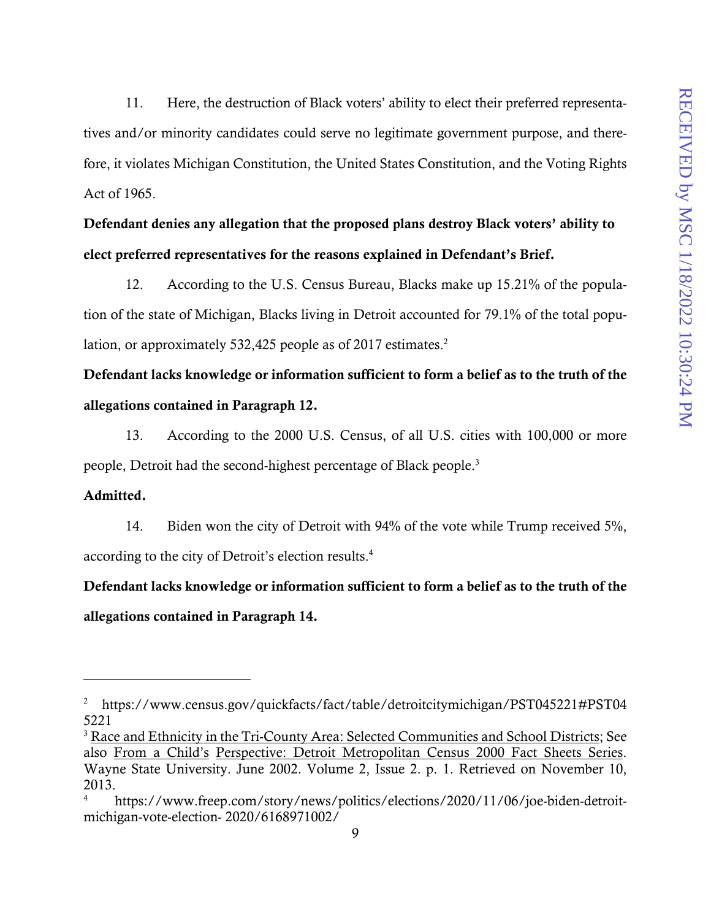11. Here, the destruction of Black voters' ability to elect their preferred representatives and/or minority candidates could serve no legitimate government purpose, and therefore, it violates Michigan Constitution, the United States Constitution, and the Voting Rights Act of 1965.

**Defendant denies any allegation that the proposed plans destroy Black voters' ability to elect preferred representatives for the reasons explained in Defendant's Brief.**

12. According to the U.S. Census Bureau, Blacks make up 15.21% of the population of the state of Michigan, Blacks living in Detroit accounted for 79.1% of the total population, or approximately 532,425 people as of 2017 estimates.[2]

**Defendant lacks knowledge or information sufficient to form a belief as to the truth of the allegations contained in Paragraph 12.**

13. According to the 2000 U.S. Census, of all U.S. cities with 100,000 or more people, Detroit had the second-highest percentage of Black people.[3]

**Admitted.**

14. Biden won the city of Detroit with 94% of the vote while Trump received 5%, according to the city of Detroit's election results.[4]

**Defendant lacks knowledge or information sufficient to form a belief as to the truth of the allegations contained in Paragraph 14.**

---

[2] https://www.census.gov/quickfacts/fact/table/detroitcitymichigan/PST045221#PST045221

[3] Race and Ethnicity in the Tri-County Area: Selected Communities and School Districts; See also From a Child's Perspective: Detroit Metropolitan Census 2000 Fact Sheets Series. Wayne State University. June 2002. Volume 2, Issue 2. p. 1. Retrieved on November 10, 2013.

[4] https://www.freep.com/story/news/politics/elections/2020/11/06/joe-biden-detroit-michigan-vote-election- 2020/6168971002/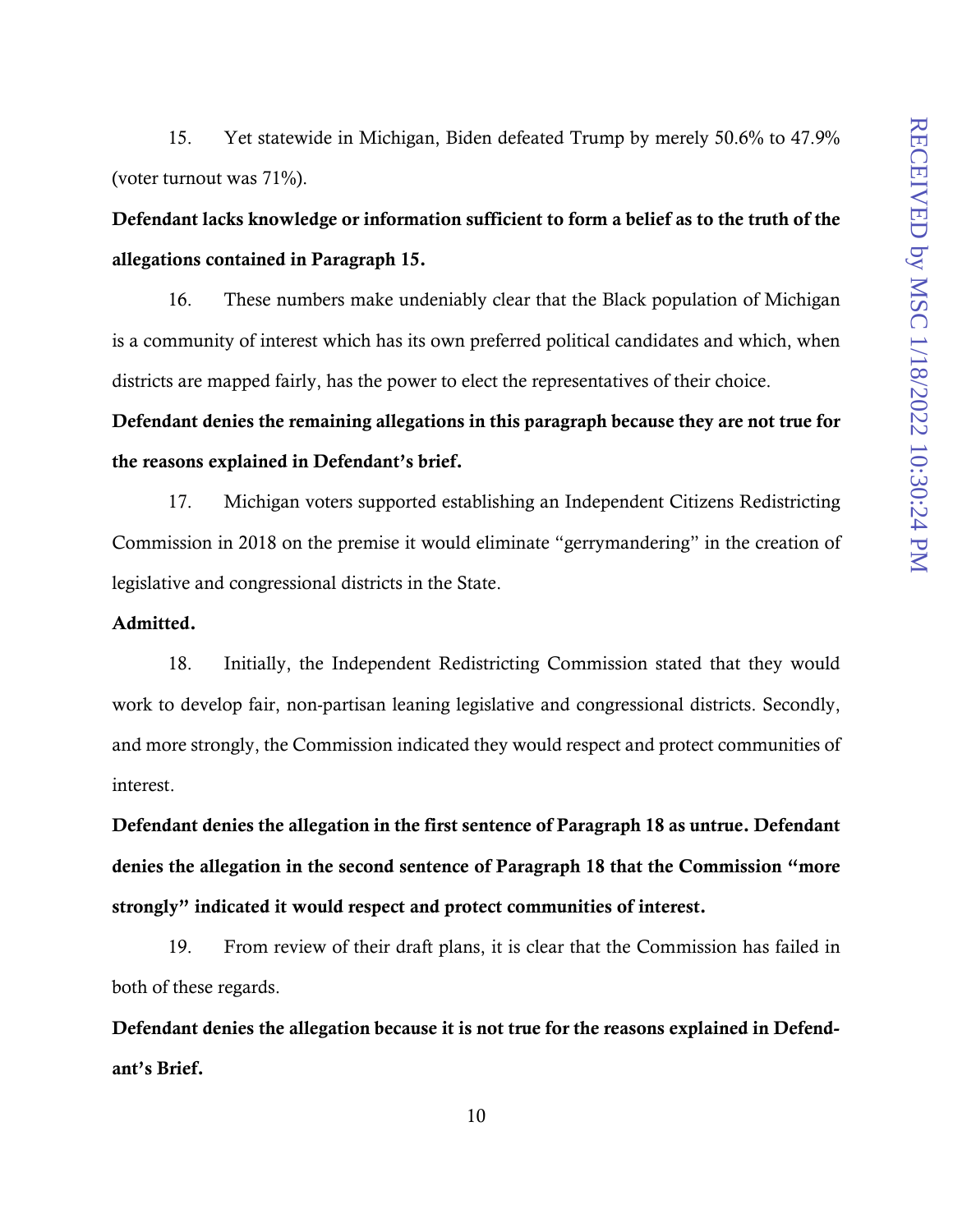15. Yet statewide in Michigan, Biden defeated Trump by merely 50.6% to 47.9% (voter turnout was 71%).

**Defendant lacks knowledge or information sufficient to form a belief as to the truth of the allegations contained in Paragraph 15.**

16. These numbers make undeniably clear that the Black population of Michigan is a community of interest which has its own preferred political candidates and which, when districts are mapped fairly, has the power to elect the representatives of their choice.

**Defendant denies the remaining allegations in this paragraph because they are not true for the reasons explained in Defendant's brief.**

17. Michigan voters supported establishing an Independent Citizens Redistricting Commission in 2018 on the premise it would eliminate "gerrymandering" in the creation of legislative and congressional districts in the State.

**Admitted.**

18. Initially, the Independent Redistricting Commission stated that they would work to develop fair, non-partisan leaning legislative and congressional districts. Secondly, and more strongly, the Commission indicated they would respect and protect communities of interest.

**Defendant denies the allegation in the first sentence of Paragraph 18 as untrue. Defendant denies the allegation in the second sentence of Paragraph 18 that the Commission "more strongly" indicated it would respect and protect communities of interest.**

19. From review of their draft plans, it is clear that the Commission has failed in both of these regards.

**Defendant denies the allegation because it is not true for the reasons explained in Defendant's Brief.**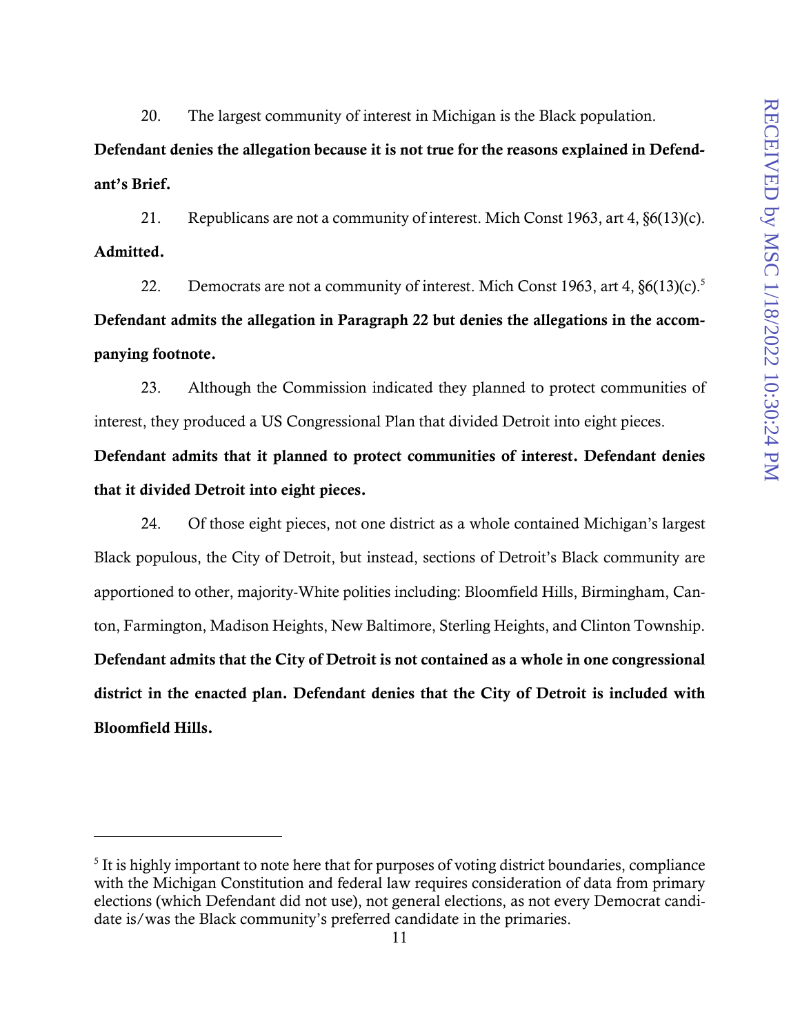20. The largest community of interest in Michigan is the Black population.

**Defendant denies the allegation because it is not true for the reasons explained in Defendant's Brief.**

21. Republicans are not a community of interest. Mich Const 1963, art 4, §6(13)(c).

**Admitted.**

22. Democrats are not a community of interest. Mich Const 1963, art 4, §6(13)(c).[5]

**Defendant admits the allegation in Paragraph 22 but denies the allegations in the accompanying footnote.**

23. Although the Commission indicated they planned to protect communities of interest, they produced a US Congressional Plan that divided Detroit into eight pieces.

**Defendant admits that it planned to protect communities of interest. Defendant denies that it divided Detroit into eight pieces.**

24. Of those eight pieces, not one district as a whole contained Michigan's largest Black populous, the City of Detroit, but instead, sections of Detroit's Black community are apportioned to other, majority-White polities including: Bloomfield Hills, Birmingham, Canton, Farmington, Madison Heights, New Baltimore, Sterling Heights, and Clinton Township.

**Defendant admits that the City of Detroit is not contained as a whole in one congressional district in the enacted plan. Defendant denies that the City of Detroit is included with Bloomfield Hills.**

---

[5] It is highly important to note here that for purposes of voting district boundaries, compliance with the Michigan Constitution and federal law requires consideration of data from primary elections (which Defendant did not use), not general elections, as not every Democrat candidate is/was the Black community's preferred candidate in the primaries.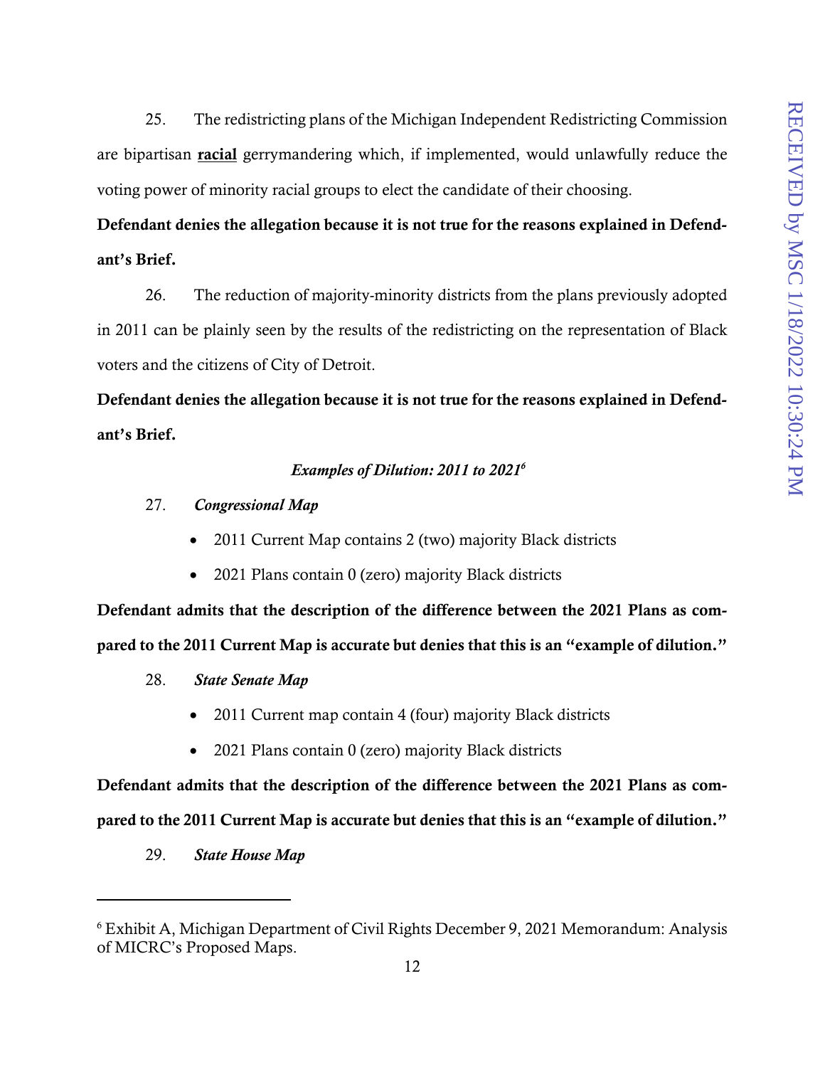25. The redistricting plans of the Michigan Independent Redistricting Commission are bipartisan **racial** gerrymandering which, if implemented, would unlawfully reduce the voting power of minority racial groups to elect the candidate of their choosing.

**Defendant denies the allegation because it is not true for the reasons explained in Defendant's Brief.**

26. The reduction of majority-minority districts from the plans previously adopted in 2011 can be plainly seen by the results of the redistricting on the representation of Black voters and the citizens of City of Detroit.

**Defendant denies the allegation because it is not true for the reasons explained in Defendant's Brief.**

*Examples of Dilution: 2011 to 2021*[6]

27. ***Congressional Map***

- 2011 Current Map contains 2 (two) majority Black districts
- 2021 Plans contain 0 (zero) majority Black districts

**Defendant admits that the description of the difference between the 2021 Plans as compared to the 2011 Current Map is accurate but denies that this is an "example of dilution."**

28. ***State Senate Map***

- 2011 Current map contain 4 (four) majority Black districts
- 2021 Plans contain 0 (zero) majority Black districts

**Defendant admits that the description of the difference between the 2021 Plans as compared to the 2011 Current Map is accurate but denies that this is an "example of dilution."**

29. ***State House Map***

---

[6] Exhibit A, Michigan Department of Civil Rights December 9, 2021 Memorandum: Analysis of MICRC's Proposed Maps.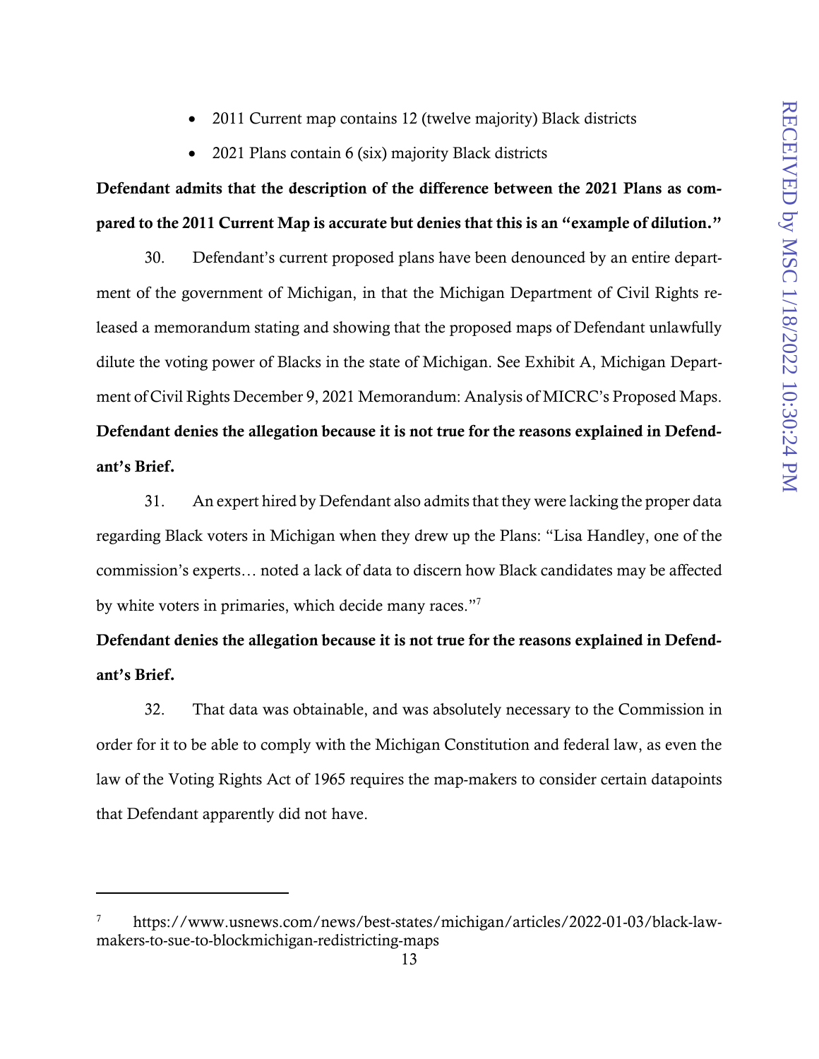- 2011 Current map contains 12 (twelve majority) Black districts
- 2021 Plans contain 6 (six) majority Black districts

**Defendant admits that the description of the difference between the 2021 Plans as compared to the 2011 Current Map is accurate but denies that this is an "example of dilution."**

30. Defendant's current proposed plans have been denounced by an entire department of the government of Michigan, in that the Michigan Department of Civil Rights released a memorandum stating and showing that the proposed maps of Defendant unlawfully dilute the voting power of Blacks in the state of Michigan. See Exhibit A, Michigan Department of Civil Rights December 9, 2021 Memorandum: Analysis of MICRC's Proposed Maps. **Defendant denies the allegation because it is not true for the reasons explained in Defendant's Brief.**

31. An expert hired by Defendant also admits that they were lacking the proper data regarding Black voters in Michigan when they drew up the Plans: "Lisa Handley, one of the commission's experts… noted a lack of data to discern how Black candidates may be affected by white voters in primaries, which decide many races."[7]

**Defendant denies the allegation because it is not true for the reasons explained in Defendant's Brief.**

32. That data was obtainable, and was absolutely necessary to the Commission in order for it to be able to comply with the Michigan Constitution and federal law, as even the law of the Voting Rights Act of 1965 requires the map-makers to consider certain datapoints that Defendant apparently did not have.

---

[7] https://www.usnews.com/news/best-states/michigan/articles/2022-01-03/black-lawmakers-to-sue-to-blockmichigan-redistricting-maps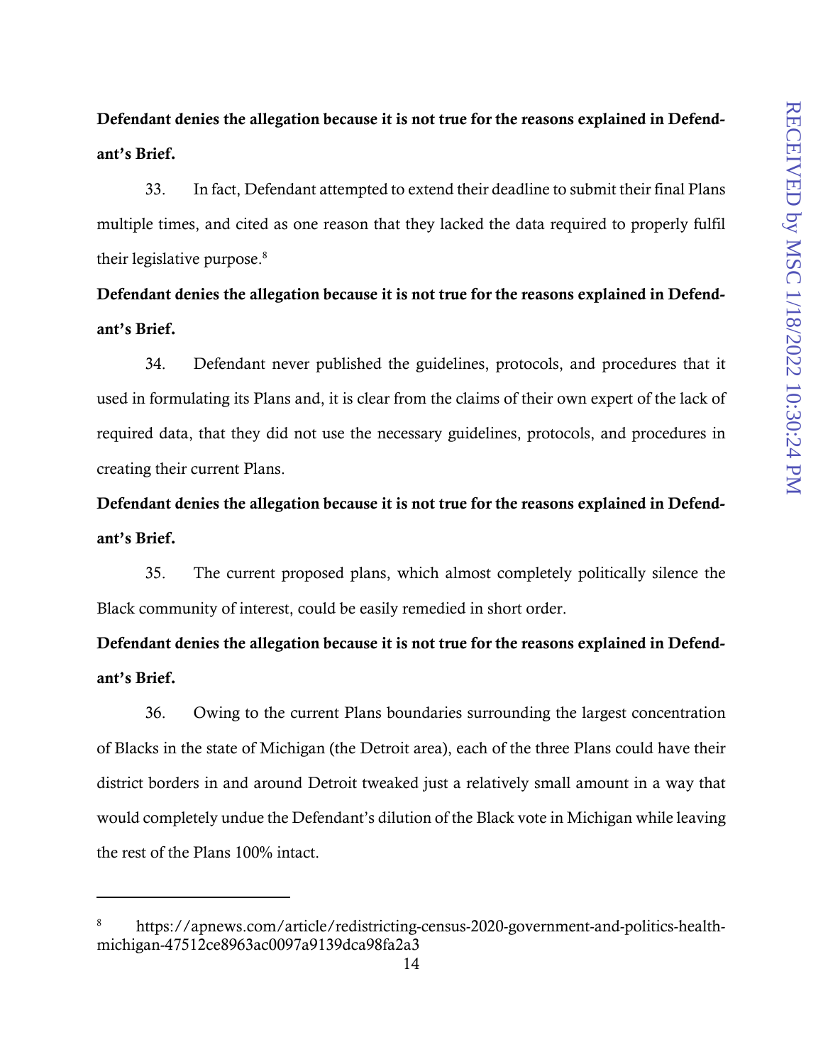**Defendant denies the allegation because it is not true for the reasons explained in Defendant's Brief.**

33. In fact, Defendant attempted to extend their deadline to submit their final Plans multiple times, and cited as one reason that they lacked the data required to properly fulfil their legislative purpose.[8]

**Defendant denies the allegation because it is not true for the reasons explained in Defendant's Brief.**

34. Defendant never published the guidelines, protocols, and procedures that it used in formulating its Plans and, it is clear from the claims of their own expert of the lack of required data, that they did not use the necessary guidelines, protocols, and procedures in creating their current Plans.

**Defendant denies the allegation because it is not true for the reasons explained in Defendant's Brief.**

35. The current proposed plans, which almost completely politically silence the Black community of interest, could be easily remedied in short order.

**Defendant denies the allegation because it is not true for the reasons explained in Defendant's Brief.**

36. Owing to the current Plans boundaries surrounding the largest concentration of Blacks in the state of Michigan (the Detroit area), each of the three Plans could have their district borders in and around Detroit tweaked just a relatively small amount in a way that would completely undue the Defendant's dilution of the Black vote in Michigan while leaving the rest of the Plans 100% intact.

---

[8] https://apnews.com/article/redistricting-census-2020-government-and-politics-health-michigan-47512ce8963ac0097a9139dca98fa2a3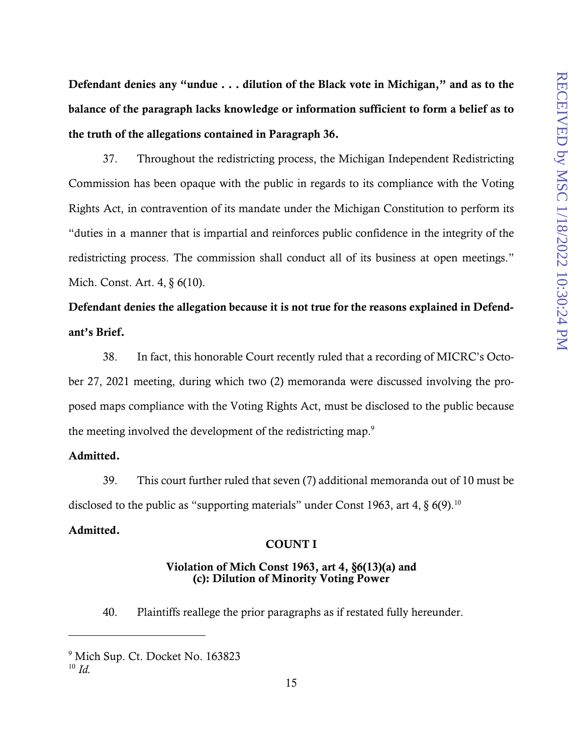**Defendant denies any "undue . . . dilution of the Black vote in Michigan," and as to the balance of the paragraph lacks knowledge or information sufficient to form a belief as to the truth of the allegations contained in Paragraph 36.**

37. Throughout the redistricting process, the Michigan Independent Redistricting Commission has been opaque with the public in regards to its compliance with the Voting Rights Act, in contravention of its mandate under the Michigan Constitution to perform its "duties in a manner that is impartial and reinforces public confidence in the integrity of the redistricting process. The commission shall conduct all of its business at open meetings." Mich. Const. Art. 4, § 6(10).

**Defendant denies the allegation because it is not true for the reasons explained in Defendant's Brief.**

38. In fact, this honorable Court recently ruled that a recording of MICRC's October 27, 2021 meeting, during which two (2) memoranda were discussed involving the proposed maps compliance with the Voting Rights Act, must be disclosed to the public because the meeting involved the development of the redistricting map.[9]

**Admitted.**

39. This court further ruled that seven (7) additional memoranda out of 10 must be disclosed to the public as "supporting materials" under Const 1963, art 4, § 6(9).[10]

**Admitted.**

### COUNT I

### Violation of Mich Const 1963, art 4, §6(13)(a) and (c): Dilution of Minority Voting Power

40. Plaintiffs reallege the prior paragraphs as if restated fully hereunder.

---

[9] Mich Sup. Ct. Docket No. 163823

[10] *Id.*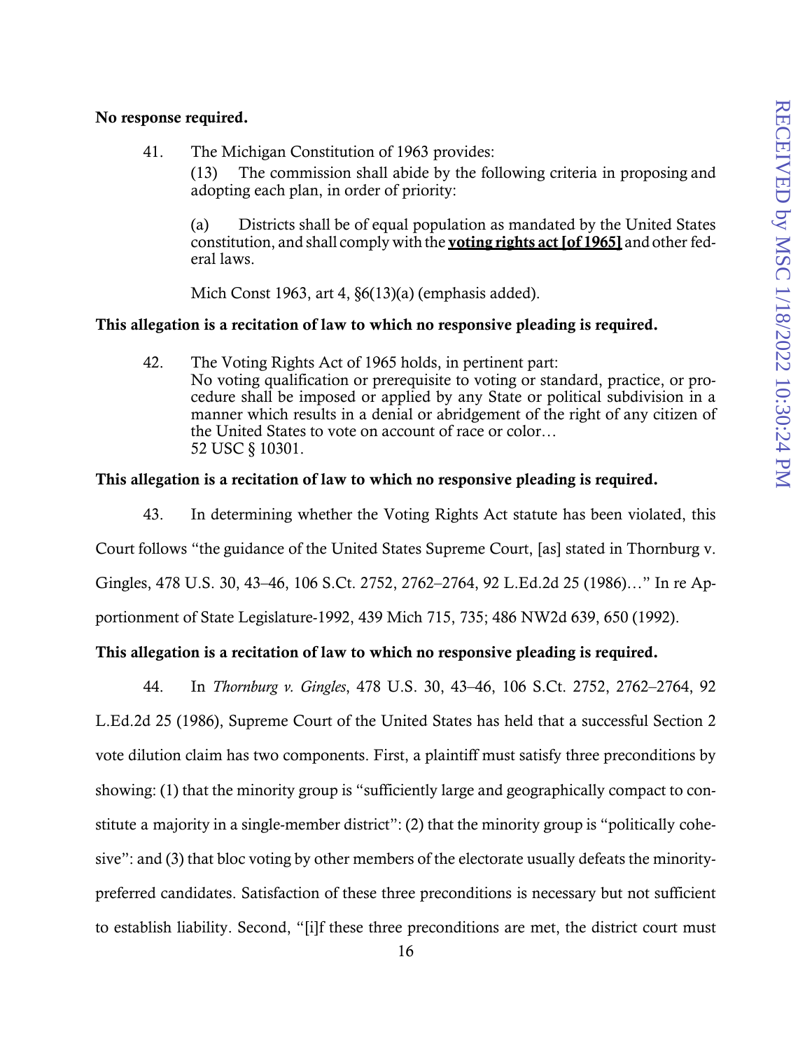**No response required.**

41. The Michigan Constitution of 1963 provides:

> (13) The commission shall abide by the following criteria in proposing and adopting each plan, in order of priority:
>
> (a) Districts shall be of equal population as mandated by the United States constitution, and shall comply with the **<u>voting rights act [of 1965]</u>** and other federal laws.
>
> Mich Const 1963, art 4, §6(13)(a) (emphasis added).

**This allegation is a recitation of law to which no responsive pleading is required.**

42. The Voting Rights Act of 1965 holds, in pertinent part:

> No voting qualification or prerequisite to voting or standard, practice, or procedure shall be imposed or applied by any State or political subdivision in a manner which results in a denial or abridgement of the right of any citizen of the United States to vote on account of race or color…
> 52 USC § 10301.

**This allegation is a recitation of law to which no responsive pleading is required.**

43. In determining whether the Voting Rights Act statute has been violated, this Court follows "the guidance of the United States Supreme Court, [as] stated in Thornburg v. Gingles, 478 U.S. 30, 43–46, 106 S.Ct. 2752, 2762–2764, 92 L.Ed.2d 25 (1986)…" In re Apportionment of State Legislature-1992, 439 Mich 715, 735; 486 NW2d 639, 650 (1992).

**This allegation is a recitation of law to which no responsive pleading is required.**

44. In *Thornburg v. Gingles*, 478 U.S. 30, 43–46, 106 S.Ct. 2752, 2762–2764, 92 L.Ed.2d 25 (1986), Supreme Court of the United States has held that a successful Section 2 vote dilution claim has two components. First, a plaintiff must satisfy three preconditions by showing: (1) that the minority group is "sufficiently large and geographically compact to constitute a majority in a single-member district": (2) that the minority group is "politically cohesive": and (3) that bloc voting by other members of the electorate usually defeats the minority-preferred candidates. Satisfaction of these three preconditions is necessary but not sufficient to establish liability. Second, "[i]f these three preconditions are met, the district court must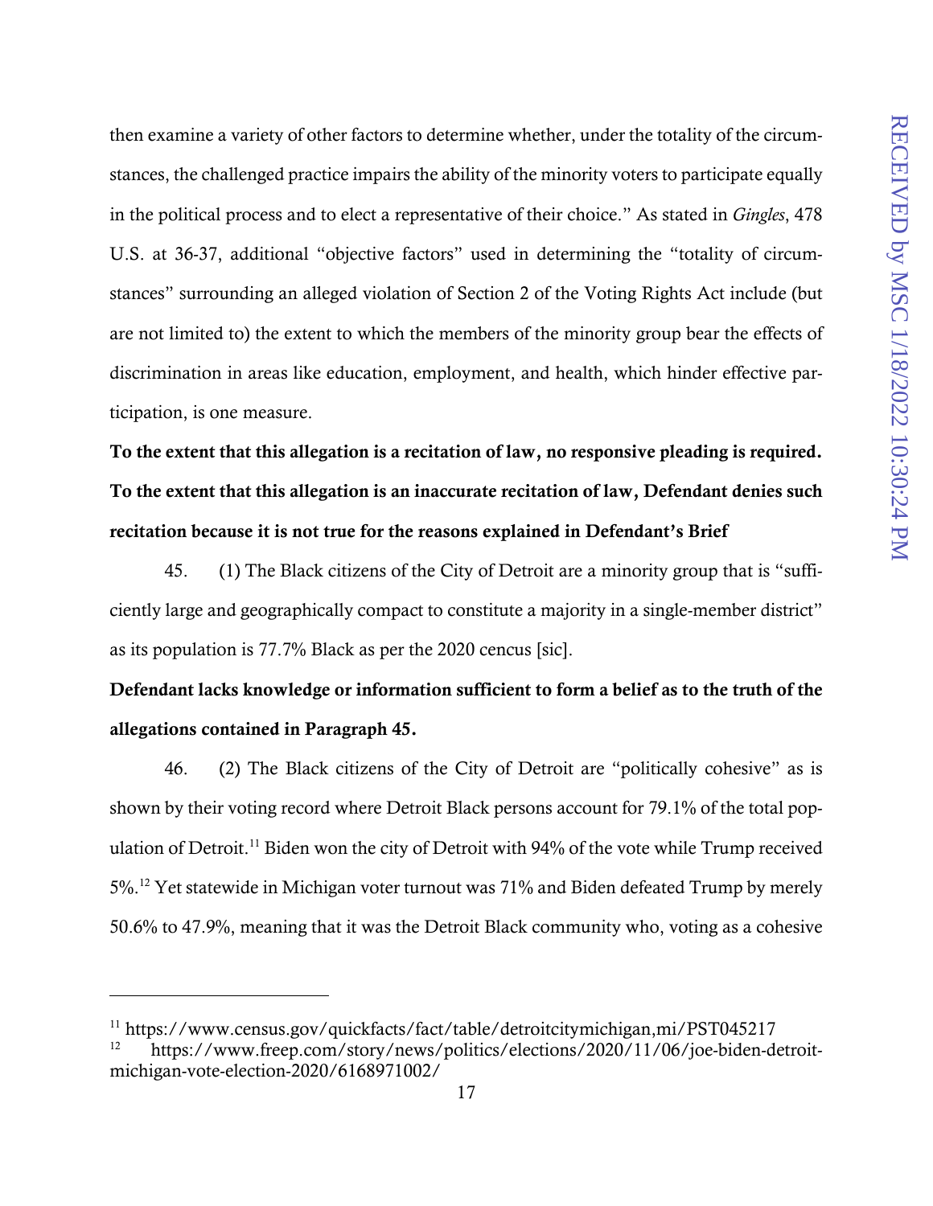then examine a variety of other factors to determine whether, under the totality of the circumstances, the challenged practice impairs the ability of the minority voters to participate equally in the political process and to elect a representative of their choice." As stated in *Gingles*, 478 U.S. at 36-37, additional "objective factors" used in determining the "totality of circumstances" surrounding an alleged violation of Section 2 of the Voting Rights Act include (but are not limited to) the extent to which the members of the minority group bear the effects of discrimination in areas like education, employment, and health, which hinder effective participation, is one measure.

**To the extent that this allegation is a recitation of law, no responsive pleading is required. To the extent that this allegation is an inaccurate recitation of law, Defendant denies such recitation because it is not true for the reasons explained in Defendant's Brief**

45. (1) The Black citizens of the City of Detroit are a minority group that is "sufficiently large and geographically compact to constitute a majority in a single-member district" as its population is 77.7% Black as per the 2020 cencus [sic].

**Defendant lacks knowledge or information sufficient to form a belief as to the truth of the allegations contained in Paragraph 45.**

46. (2) The Black citizens of the City of Detroit are "politically cohesive" as is shown by their voting record where Detroit Black persons account for 79.1% of the total population of Detroit.[11] Biden won the city of Detroit with 94% of the vote while Trump received 5%.[12] Yet statewide in Michigan voter turnout was 71% and Biden defeated Trump by merely 50.6% to 47.9%, meaning that it was the Detroit Black community who, voting as a cohesive

---

[11] https://www.census.gov/quickfacts/fact/table/detroitcitymichigan,mi/PST045217

[12] https://www.freep.com/story/news/politics/elections/2020/11/06/joe-biden-detroit-michigan-vote-election-2020/6168971002/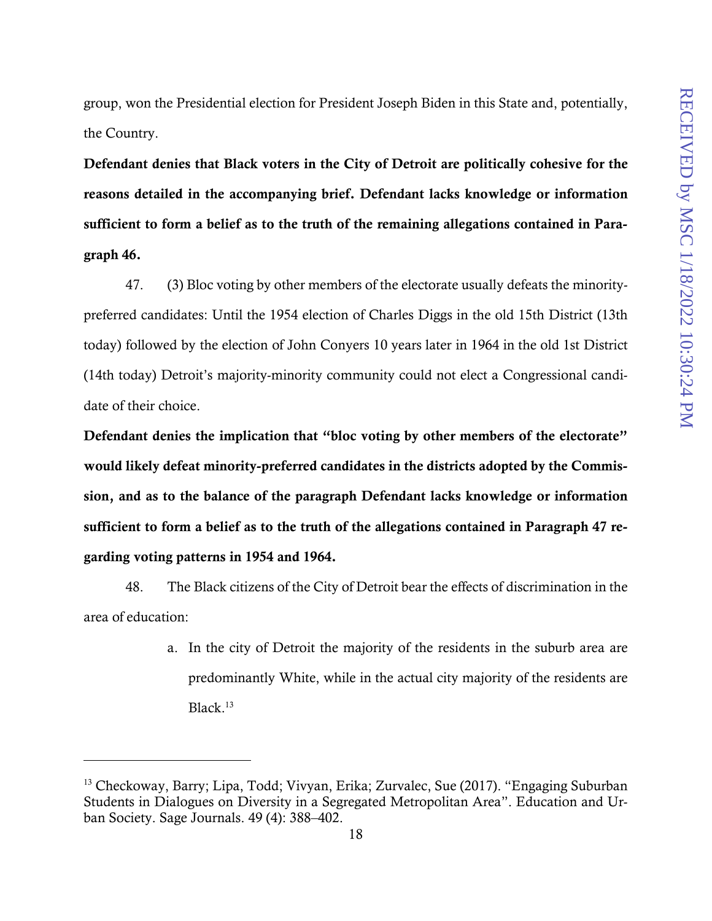group, won the Presidential election for President Joseph Biden in this State and, potentially, the Country.

**Defendant denies that Black voters in the City of Detroit are politically cohesive for the reasons detailed in the accompanying brief. Defendant lacks knowledge or information sufficient to form a belief as to the truth of the remaining allegations contained in Paragraph 46.**

47. (3) Bloc voting by other members of the electorate usually defeats the minority-preferred candidates: Until the 1954 election of Charles Diggs in the old 15th District (13th today) followed by the election of John Conyers 10 years later in 1964 in the old 1st District (14th today) Detroit's majority-minority community could not elect a Congressional candidate of their choice.

**Defendant denies the implication that "bloc voting by other members of the electorate" would likely defeat minority-preferred candidates in the districts adopted by the Commission, and as to the balance of the paragraph Defendant lacks knowledge or information sufficient to form a belief as to the truth of the allegations contained in Paragraph 47 regarding voting patterns in 1954 and 1964.**

48. The Black citizens of the City of Detroit bear the effects of discrimination in the area of education:

a. In the city of Detroit the majority of the residents in the suburb area are predominantly White, while in the actual city majority of the residents are Black.[13]

[13] Checkoway, Barry; Lipa, Todd; Vivyan, Erika; Zurvalec, Sue (2017). "Engaging Suburban Students in Dialogues on Diversity in a Segregated Metropolitan Area". Education and Urban Society. Sage Journals. 49 (4): 388–402.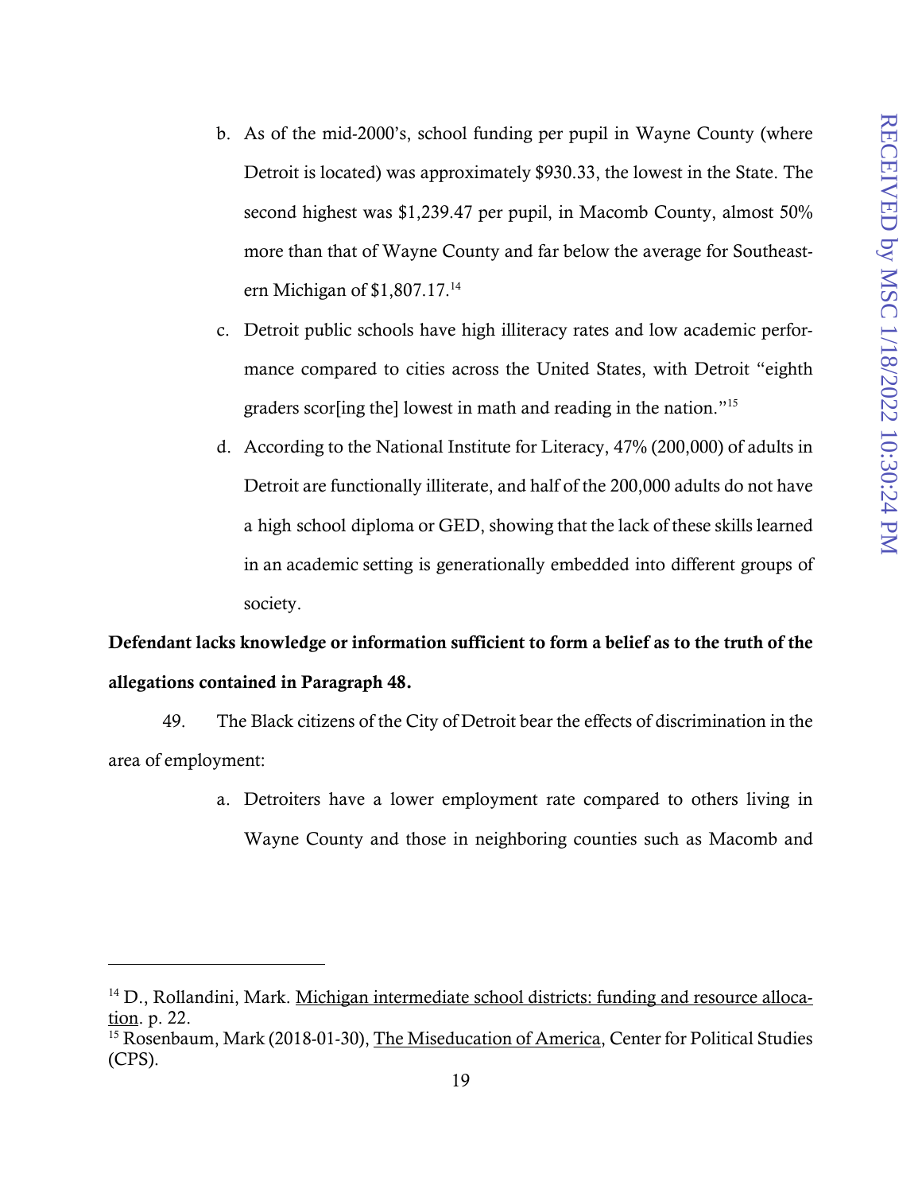b. As of the mid-2000's, school funding per pupil in Wayne County (where Detroit is located) was approximately $930.33, the lowest in the State. The second highest was $1,239.47 per pupil, in Macomb County, almost 50% more than that of Wayne County and far below the average for Southeastern Michigan of $1,807.17.[14]

c. Detroit public schools have high illiteracy rates and low academic performance compared to cities across the United States, with Detroit "eighth graders scor[ing the] lowest in math and reading in the nation."[15]

d. According to the National Institute for Literacy, 47% (200,000) of adults in Detroit are functionally illiterate, and half of the 200,000 adults do not have a high school diploma or GED, showing that the lack of these skills learned in an academic setting is generationally embedded into different groups of society.

**Defendant lacks knowledge or information sufficient to form a belief as to the truth of the allegations contained in Paragraph 48.**

49. The Black citizens of the City of Detroit bear the effects of discrimination in the area of employment:

a. Detroiters have a lower employment rate compared to others living in Wayne County and those in neighboring counties such as Macomb and

---

[14] D., Rollandini, Mark. Michigan intermediate school districts: funding and resource allocation. p. 22.

[15] Rosenbaum, Mark (2018-01-30), The Miseducation of America, Center for Political Studies (CPS).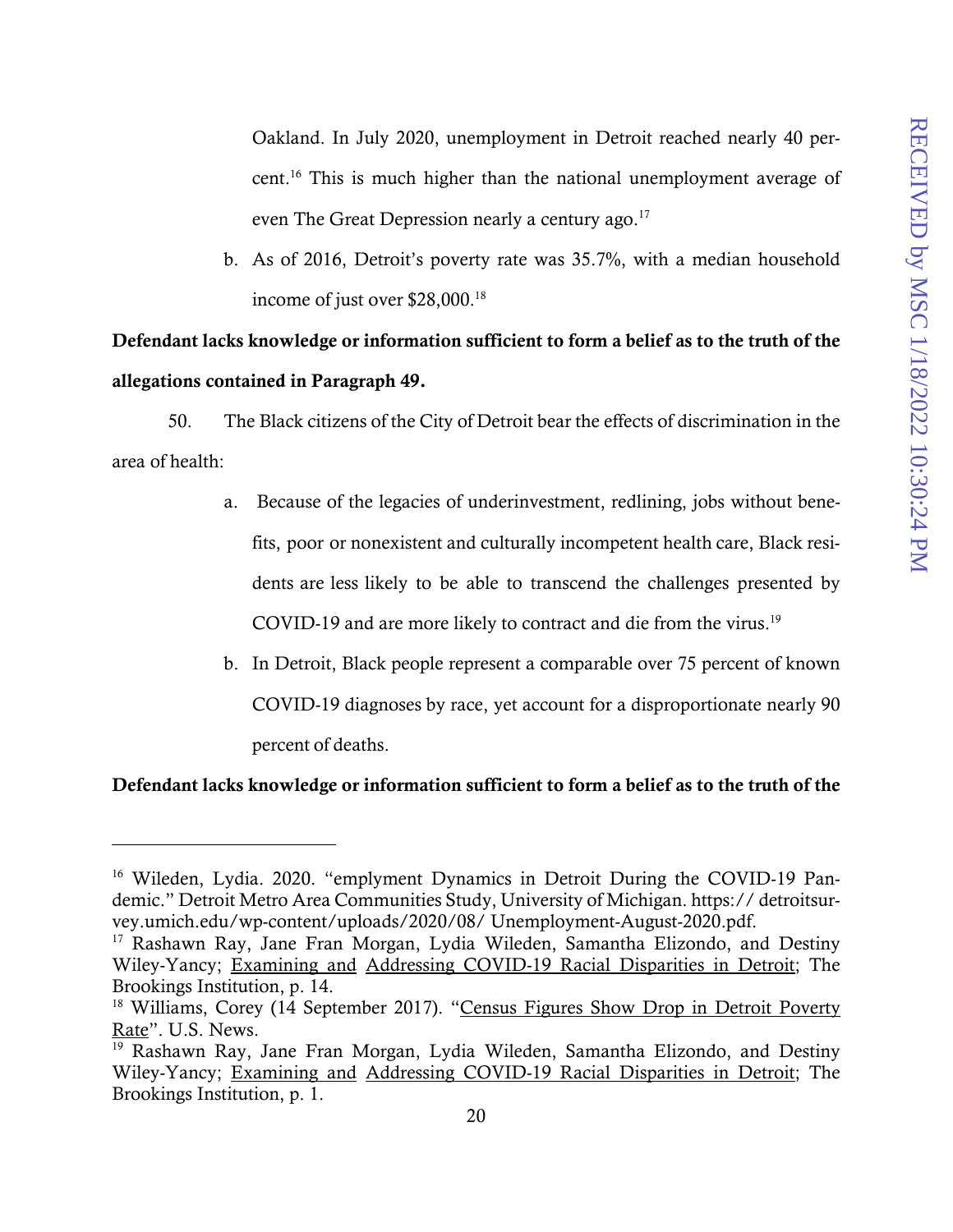Oakland. In July 2020, unemployment in Detroit reached nearly 40 percent.[16] This is much higher than the national unemployment average of even The Great Depression nearly a century ago.[17]

b. As of 2016, Detroit's poverty rate was 35.7%, with a median household income of just over $28,000.[18]

**Defendant lacks knowledge or information sufficient to form a belief as to the truth of the allegations contained in Paragraph 49.**

50. The Black citizens of the City of Detroit bear the effects of discrimination in the area of health:

a. Because of the legacies of underinvestment, redlining, jobs without benefits, poor or nonexistent and culturally incompetent health care, Black residents are less likely to be able to transcend the challenges presented by COVID-19 and are more likely to contract and die from the virus.[19]

b. In Detroit, Black people represent a comparable over 75 percent of known COVID-19 diagnoses by race, yet account for a disproportionate nearly 90 percent of deaths.

**Defendant lacks knowledge or information sufficient to form a belief as to the truth of the**

---

[16] Wileden, Lydia. 2020. "emplyment Dynamics in Detroit During the COVID-19 Pandemic." Detroit Metro Area Communities Study, University of Michigan. https:// detroitsurvey.umich.edu/wp-content/uploads/2020/08/ Unemployment-August-2020.pdf.

[17] Rashawn Ray, Jane Fran Morgan, Lydia Wileden, Samantha Elizondo, and Destiny Wiley-Yancy; Examining and Addressing COVID-19 Racial Disparities in Detroit; The Brookings Institution, p. 14.

[18] Williams, Corey (14 September 2017). "Census Figures Show Drop in Detroit Poverty Rate". U.S. News.

[19] Rashawn Ray, Jane Fran Morgan, Lydia Wileden, Samantha Elizondo, and Destiny Wiley-Yancy; Examining and Addressing COVID-19 Racial Disparities in Detroit; The Brookings Institution, p. 1.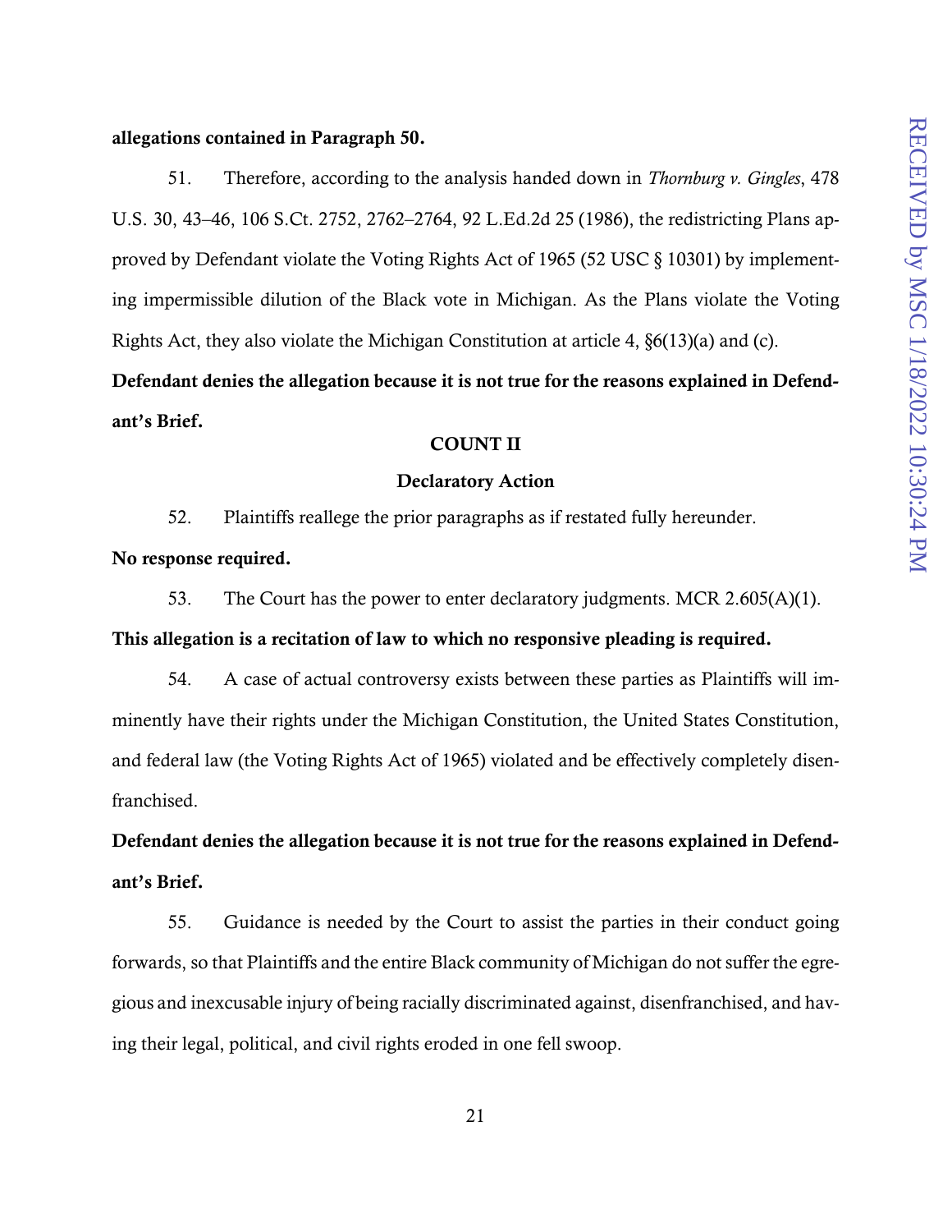**allegations contained in Paragraph 50.**

51. Therefore, according to the analysis handed down in *Thornburg v. Gingles*, 478 U.S. 30, 43–46, 106 S.Ct. 2752, 2762–2764, 92 L.Ed.2d 25 (1986), the redistricting Plans approved by Defendant violate the Voting Rights Act of 1965 (52 USC § 10301) by implementing impermissible dilution of the Black vote in Michigan. As the Plans violate the Voting Rights Act, they also violate the Michigan Constitution at article 4, §6(13)(a) and (c).

**Defendant denies the allegation because it is not true for the reasons explained in Defendant's Brief.**

## COUNT II

### Declaratory Action

52. Plaintiffs reallege the prior paragraphs as if restated fully hereunder.

**No response required.**

53. The Court has the power to enter declaratory judgments. MCR 2.605(A)(1).

**This allegation is a recitation of law to which no responsive pleading is required.**

54. A case of actual controversy exists between these parties as Plaintiffs will imminently have their rights under the Michigan Constitution, the United States Constitution, and federal law (the Voting Rights Act of 1965) violated and be effectively completely disenfranchised.

**Defendant denies the allegation because it is not true for the reasons explained in Defendant's Brief.**

55. Guidance is needed by the Court to assist the parties in their conduct going forwards, so that Plaintiffs and the entire Black community of Michigan do not suffer the egregious and inexcusable injury of being racially discriminated against, disenfranchised, and having their legal, political, and civil rights eroded in one fell swoop.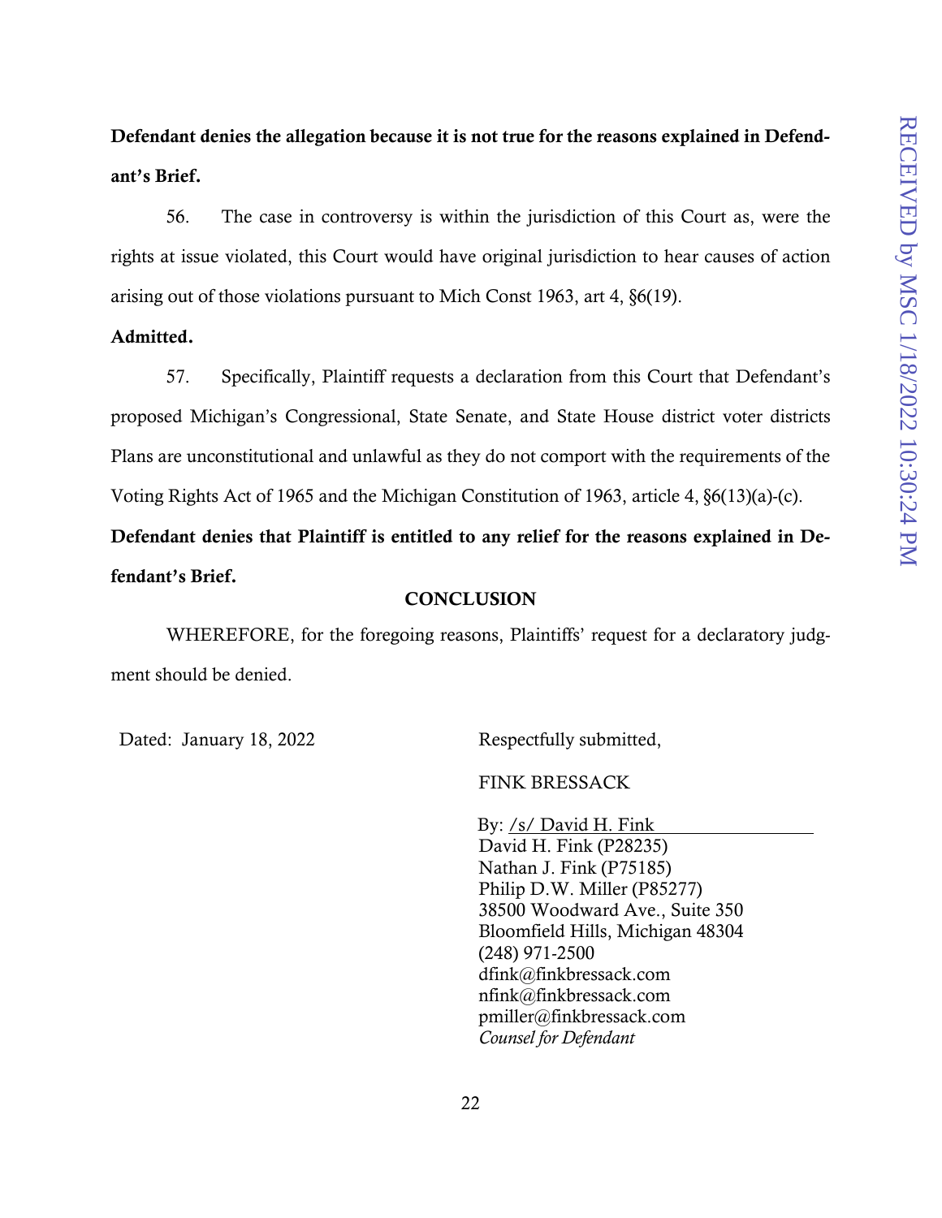**Defendant denies the allegation because it is not true for the reasons explained in Defendant's Brief.**

56. The case in controversy is within the jurisdiction of this Court as, were the rights at issue violated, this Court would have original jurisdiction to hear causes of action arising out of those violations pursuant to Mich Const 1963, art 4, §6(19).

**Admitted.**

57. Specifically, Plaintiff requests a declaration from this Court that Defendant's proposed Michigan's Congressional, State Senate, and State House district voter districts Plans are unconstitutional and unlawful as they do not comport with the requirements of the Voting Rights Act of 1965 and the Michigan Constitution of 1963, article 4, §6(13)(a)-(c).

**Defendant denies that Plaintiff is entitled to any relief for the reasons explained in Defendant's Brief.**

## CONCLUSION

WHEREFORE, for the foregoing reasons, Plaintiffs' request for a declaratory judgment should be denied.

Dated: January 18, 2022

Respectfully submitted,

FINK BRESSACK

By: /s/ David H. Fink
David H. Fink (P28235)
Nathan J. Fink (P75185)
Philip D.W. Miller (P85277)
38500 Woodward Ave., Suite 350
Bloomfield Hills, Michigan 48304
(248) 971-2500
dfink@finkbressack.com
nfink@finkbressack.com
pmiller@finkbressack.com
*Counsel for Defendant*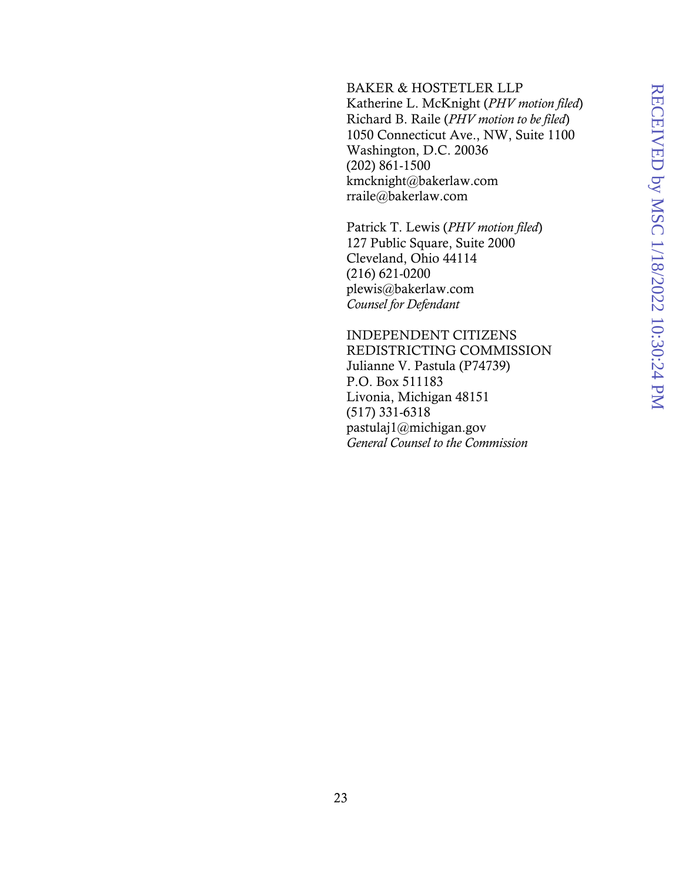BAKER & HOSTETLER LLP
Katherine L. McKnight (*PHV motion filed*)
Richard B. Raile (*PHV motion to be filed*)
1050 Connecticut Ave., NW, Suite 1100
Washington, D.C. 20036
(202) 861-1500
kmcknight@bakerlaw.com
rraile@bakerlaw.com

Patrick T. Lewis (*PHV motion filed*)
127 Public Square, Suite 2000
Cleveland, Ohio 44114
(216) 621-0200
plewis@bakerlaw.com
*Counsel for Defendant*

INDEPENDENT CITIZENS
REDISTRICTING COMMISSION
Julianne V. Pastula (P74739)
P.O. Box 511183
Livonia, Michigan 48151
(517) 331-6318
pastulaj1@michigan.gov
*General Counsel to the Commission*

RECEIVED by MSC 1/18/2022 10:30:24 PM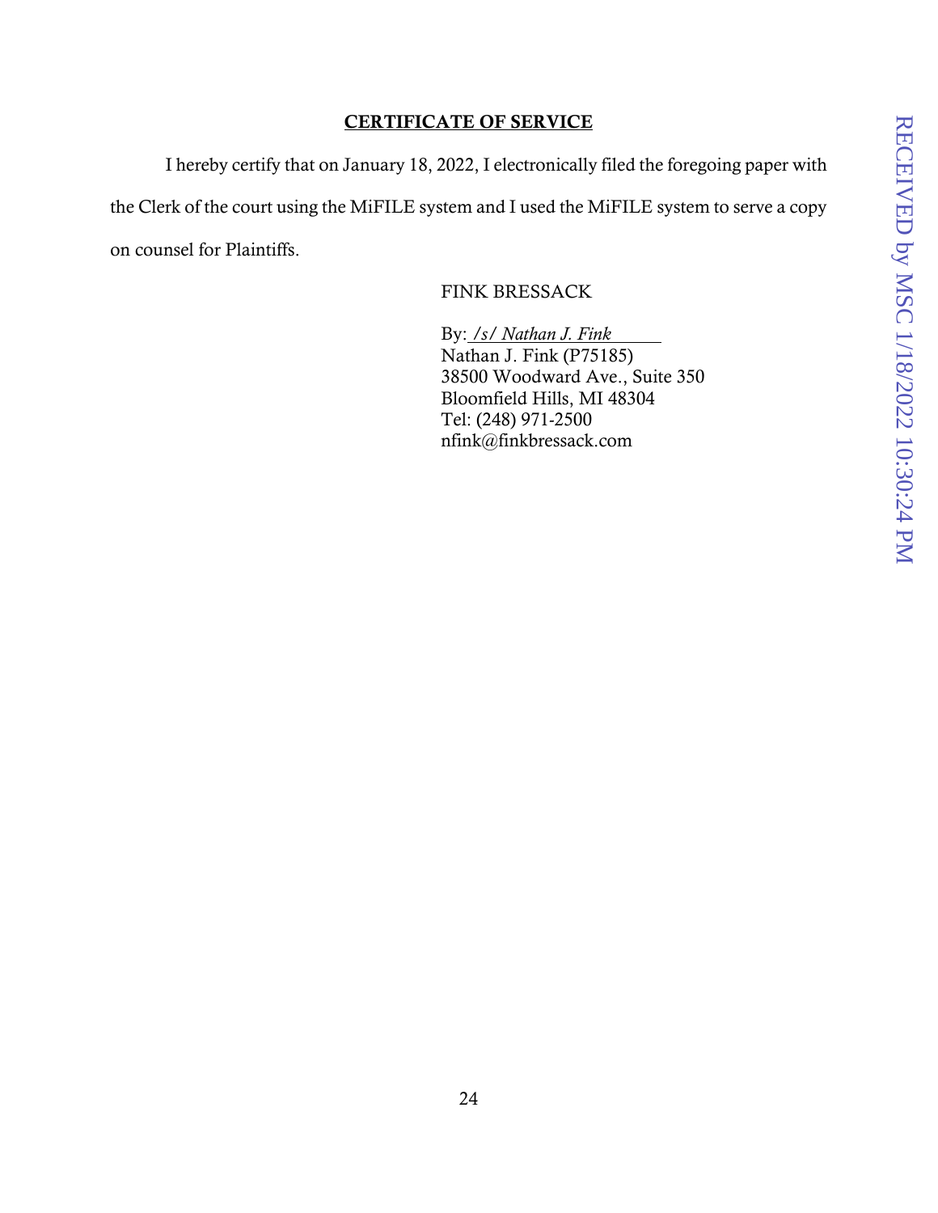## CERTIFICATE OF SERVICE

I hereby certify that on January 18, 2022, I electronically filed the foregoing paper with the Clerk of the court using the MiFILE system and I used the MiFILE system to serve a copy on counsel for Plaintiffs.

FINK BRESSACK

By: */s/ Nathan J. Fink*
Nathan J. Fink (P75185)
38500 Woodward Ave., Suite 350
Bloomfield Hills, MI 48304
Tel: (248) 971-2500
nfink@finkbressack.com